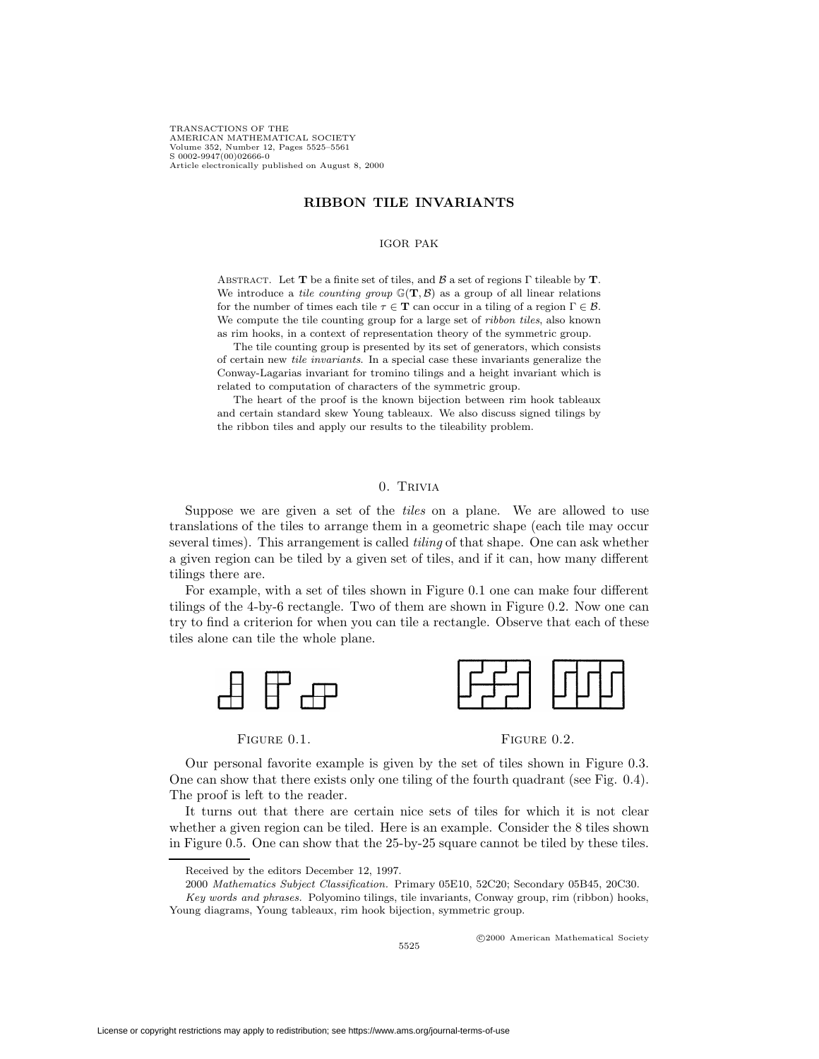# RIBBON TILE INVARIANTS

IGOR PAK

Abstract. Let $\mathbf{T}$ be a finite set of tiles, and $\mathcal{B}$ a set of regions $\Gamma$ tileable by $\mathbf{T}$. We introduce a *tile counting group* $\mathbb{G}(\mathbf{T}, \mathcal{B})$ as a group of all linear relations for the number of times each tile $\tau \in \mathbf{T}$ can occur in a tiling of a region $\Gamma \in \mathcal{B}$. We compute the tile counting group for a large set of *ribbon tiles*, also known as rim hooks, in a context of representation theory of the symmetric group.

The tile counting group is presented by its set of generators, which consists of certain new *tile invariants*. In a special case these invariants generalize the Conway-Lagarias invariant for tromino tilings and a height invariant which is related to computation of characters of the symmetric group.

The heart of the proof is the known bijection between rim hook tableaux and certain standard skew Young tableaux. We also discuss signed tilings by the ribbon tiles and apply our results to the tileability problem.

## 0. Trivia

Suppose we are given a set of the *tiles* on a plane. We are allowed to use translations of the tiles to arrange them in a geometric shape (each tile may occur several times). This arrangement is called *tiling* of that shape. One can ask whether a given region can be tiled by a given set of tiles, and if it can, how many different tilings there are.

For example, with a set of tiles shown in Figure 0.1 one can make four different tilings of the 4-by-6 rectangle. Two of them are shown in Figure 0.2. Now one can try to find a criterion for when you can tile a rectangle. Observe that each of these tiles alone can tile the whole plane.

Figure 0.1.

Figure 0.2.

Our personal favorite example is given by the set of tiles shown in Figure 0.3. One can show that there exists only one tiling of the fourth quadrant (see Fig. 0.4). The proof is left to the reader.

It turns out that there are certain nice sets of tiles for which it is not clear whether a given region can be tiled. Here is an example. Consider the 8 tiles shown in Figure 0.5. One can show that the 25-by-25 square cannot be tiled by these tiles.

---

Received by the editors December 12, 1997.

2000 *Mathematics Subject Classification.* Primary 05E10, 52C20; Secondary 05B45, 20C30.

*Key words and phrases.* Polyomino tilings, tile invariants, Conway group, rim (ribbon) hooks, Young diagrams, Young tableaux, rim hook bijection, symmetric group.

©2000 American Mathematical Society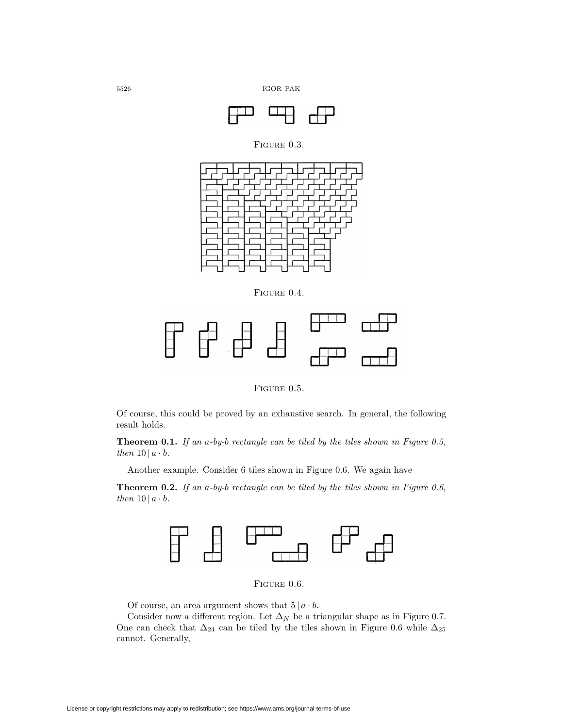Figure 0.3.

Figure 0.4.

Figure 0.5.

Of course, this could be proved by an exhaustive search. In general, the following result holds.

**Theorem 0.1.** *If an $a$-by-$b$ rectangle can be tiled by the tiles shown in Figure 0.5, then* $10 \,|\, a \cdot b$.

Another example. Consider 6 tiles shown in Figure 0.6. We again have

**Theorem 0.2.** *If an $a$-by-$b$ rectangle can be tiled by the tiles shown in Figure 0.6, then* $10 \,|\, a \cdot b$.

Figure 0.6.

Of course, an area argument shows that $5 \,|\, a \cdot b$.

Consider now a different region. Let $\Delta_N$ be a triangular shape as in Figure 0.7. One can check that $\Delta_{24}$ can be tiled by the tiles shown in Figure 0.6 while $\Delta_{25}$ cannot. Generally,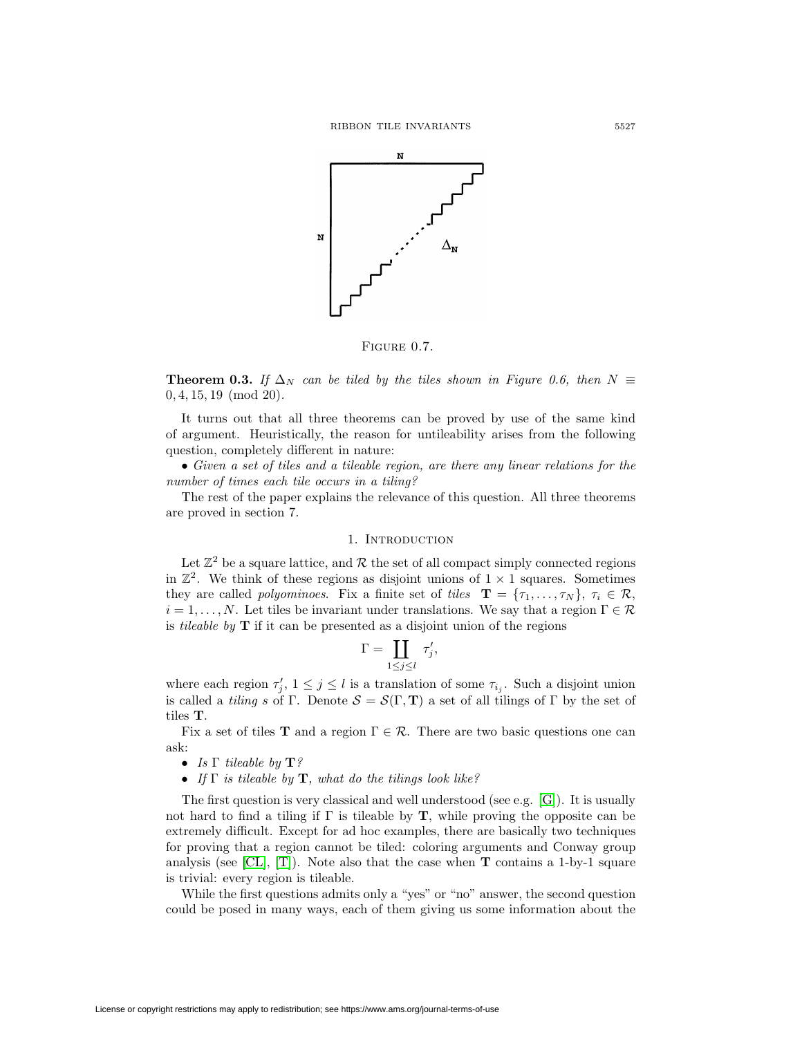FIGURE 0.7.

**Theorem 0.3.** *If $\Delta_N$ can be tiled by the tiles shown in Figure 0.6, then $N \equiv 0, 4, 15, 19 \pmod{20}$.*

It turns out that all three theorems can be proved by use of the same kind of argument. Heuristically, the reason for untileability arises from the following question, completely different in nature:

• *Given a set of tiles and a tileable region, are there any linear relations for the number of times each tile occurs in a tiling?*

The rest of the paper explains the relevance of this question. All three theorems are proved in section 7.

## 1. Introduction

Let $\mathbb{Z}^2$ be a square lattice, and $\mathcal{R}$ the set of all compact simply connected regions in $\mathbb{Z}^2$. We think of these regions as disjoint unions of $1 \times 1$ squares. Sometimes they are called *polyominoes*. Fix a finite set of *tiles* $\mathbf{T} = \{\tau_1, \ldots, \tau_N\}$, $\tau_i \in \mathcal{R}$, $i = 1, \ldots, N$. Let tiles be invariant under translations. We say that a region $\Gamma \in \mathcal{R}$ is *tileable by* $\mathbf{T}$ if it can be presented as a disjoint union of the regions

$$\Gamma = \coprod_{1 \le j \le l} \tau'_j,$$

where each region $\tau'_j$, $1 \le j \le l$ is a translation of some $\tau_{i_j}$. Such a disjoint union is called a *tiling* $s$ of $\Gamma$. Denote $\mathcal{S} = \mathcal{S}(\Gamma, \mathbf{T})$ a set of all tilings of $\Gamma$ by the set of tiles $\mathbf{T}$.

Fix a set of tiles $\mathbf{T}$ and a region $\Gamma \in \mathcal{R}$. There are two basic questions one can ask:

- *Is $\Gamma$ tileable by $\mathbf{T}$?*
- *If $\Gamma$ is tileable by $\mathbf{T}$, what do the tilings look like?*

The first question is very classical and well understood (see e.g. [G]). It is usually not hard to find a tiling if $\Gamma$ is tileable by $\mathbf{T}$, while proving the opposite can be extremely difficult. Except for ad hoc examples, there are basically two techniques for proving that a region cannot be tiled: coloring arguments and Conway group analysis (see [CL], [T]). Note also that the case when $\mathbf{T}$ contains a 1-by-1 square is trivial: every region is tileable.

While the first questions admits only a "yes" or "no" answer, the second question could be posed in many ways, each of them giving us some information about the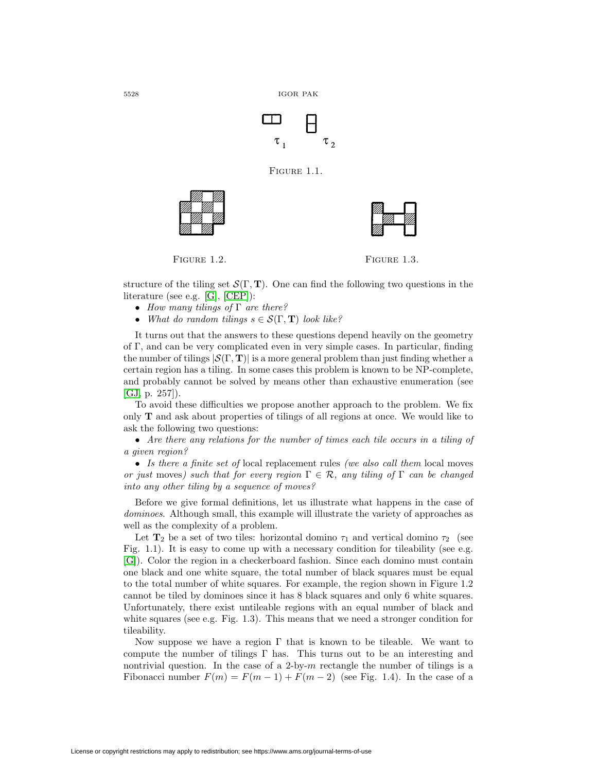$\tau_1$ $\tau_2$

FIGURE 1.1.

FIGURE 1.2.

FIGURE 1.3.

structure of the tiling set $\mathcal{S}(\Gamma, \mathbf{T})$. One can find the following two questions in the literature (see e.g. [G], [CEP]):

- *How many tilings of* $\Gamma$ *are there?*
- *What do random tilings* $s \in \mathcal{S}(\Gamma, \mathbf{T})$ *look like?*

It turns out that the answers to these questions depend heavily on the geometry of $\Gamma$, and can be very complicated even in very simple cases. In particular, finding the number of tilings $|\mathcal{S}(\Gamma, \mathbf{T})|$ is a more general problem than just finding whether a certain region has a tiling. In some cases this problem is known to be NP-complete, and probably cannot be solved by means other than exhaustive enumeration (see [GJ, p. 257]).

To avoid these difficulties we propose another approach to the problem. We fix only $\mathbf{T}$ and ask about properties of tilings of all regions at once. We would like to ask the following two questions:

- *Are there any relations for the number of times each tile occurs in a tiling of a given region?*
- *Is there a finite set of* local replacement rules *(we also call them* local moves *or just* moves*) such that for every region* $\Gamma \in \mathcal{R}$*, any tiling of* $\Gamma$ *can be changed into any other tiling by a sequence of moves?*

Before we give formal definitions, let us illustrate what happens in the case of *dominoes*. Although small, this example will illustrate the variety of approaches as well as the complexity of a problem.

Let $\mathbf{T}_2$ be a set of two tiles: horizontal domino $\tau_1$ and vertical domino $\tau_2$ (see Fig. 1.1). It is easy to come up with a necessary condition for tileability (see e.g. [G]). Color the region in a checkerboard fashion. Since each domino must contain one black and one white square, the total number of black squares must be equal to the total number of white squares. For example, the region shown in Figure 1.2 cannot be tiled by dominoes since it has 8 black squares and only 6 white squares. Unfortunately, there exist untileable regions with an equal number of black and white squares (see e.g. Fig. 1.3). This means that we need a stronger condition for tileability.

Now suppose we have a region $\Gamma$ that is known to be tileable. We want to compute the number of tilings $\Gamma$ has. This turns out to be an interesting and nontrivial question. In the case of a 2-by-$m$ rectangle the number of tilings is a Fibonacci number $F(m) = F(m-1) + F(m-2)$ (see Fig. 1.4). In the case of a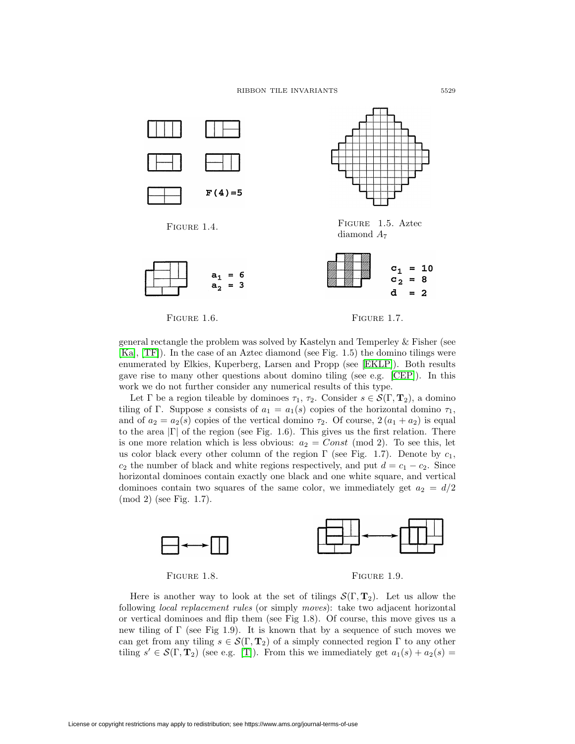FIGURE 1.4.

FIGURE 1.5. Aztec diamond $A_7$

FIGURE 1.6.

FIGURE 1.7.

general rectangle the problem was solved by Kastelyn and Temperley & Fisher (see [Ka], [TF]). In the case of an Aztec diamond (see Fig. 1.5) the domino tilings were enumerated by Elkies, Kuperberg, Larsen and Propp (see [EKLP]). Both results gave rise to many other questions about domino tiling (see e.g. [CEP]). In this work we do not further consider any numerical results of this type.

Let $\Gamma$ be a region tileable by dominoes $\tau_1$, $\tau_2$. Consider $s \in \mathcal{S}(\Gamma, \mathbf{T}_2)$, a domino tiling of $\Gamma$. Suppose $s$ consists of $a_1 = a_1(s)$ copies of the horizontal domino $\tau_1$, and of $a_2 = a_2(s)$ copies of the vertical domino $\tau_2$. Of course, $2\,(a_1 + a_2)$ is equal to the area $|\Gamma|$ of the region (see Fig. 1.6). This gives us the first relation. There is one more relation which is less obvious: $a_2 = Const \pmod 2$. To see this, let us color black every other column of the region $\Gamma$ (see Fig. 1.7). Denote by $c_1$, $c_2$ the number of black and white regions respectively, and put $d = c_1 - c_2$. Since horizontal dominoes contain exactly one black and one white square, and vertical dominoes contain two squares of the same color, we immediately get $a_2 = d/2 \pmod 2$ (see Fig. 1.7).

FIGURE 1.8.

FIGURE 1.9.

Here is another way to look at the set of tilings $\mathcal{S}(\Gamma, \mathbf{T}_2)$. Let us allow the following *local replacement rules* (or simply *moves*): take two adjacent horizontal or vertical dominoes and flip them (see Fig 1.8). Of course, this move gives us a new tiling of $\Gamma$ (see Fig 1.9). It is known that by a sequence of such moves we can get from any tiling $s \in \mathcal{S}(\Gamma, \mathbf{T}_2)$ of a simply connected region $\Gamma$ to any other tiling $s' \in \mathcal{S}(\Gamma, \mathbf{T}_2)$ (see e.g. [T]). From this we immediately get $a_1(s) + a_2(s) =$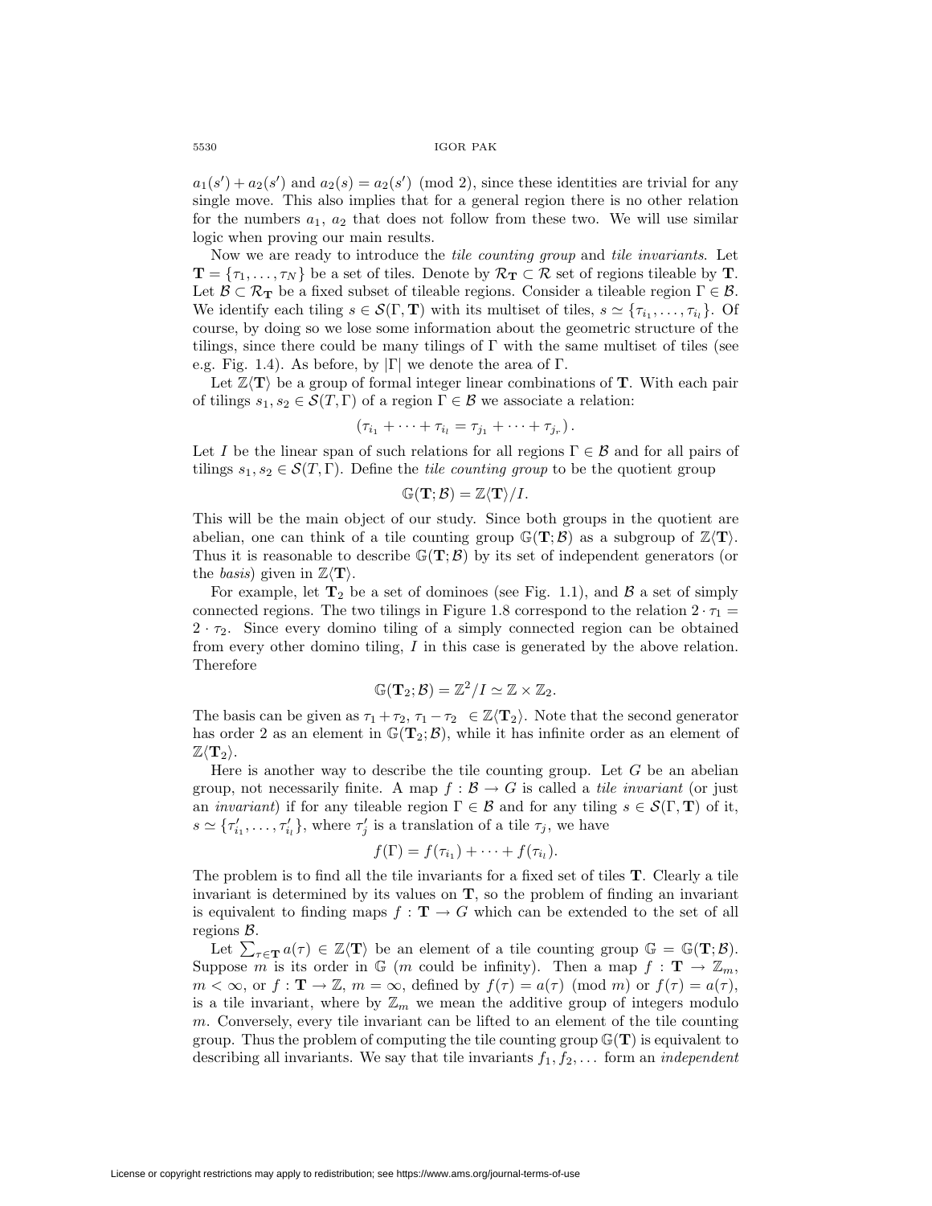$a_1(s') + a_2(s')$ and $a_2(s) = a_2(s') \pmod 2$, since these identities are trivial for any single move. This also implies that for a general region there is no other relation for the numbers $a_1$, $a_2$ that does not follow from these two. We will use similar logic when proving our main results.

Now we are ready to introduce the *tile counting group* and *tile invariants*. Let $\mathbf{T} = \{\tau_1, \dots, \tau_N\}$ be a set of tiles. Denote by $\mathcal{R}_{\mathbf{T}} \subset \mathcal{R}$ set of regions tileable by $\mathbf{T}$. Let $\mathcal{B} \subset \mathcal{R}_{\mathbf{T}}$ be a fixed subset of tileable regions. Consider a tileable region $\Gamma \in \mathcal{B}$. We identify each tiling $s \in \mathcal{S}(\Gamma, \mathbf{T})$ with its multiset of tiles, $s \simeq \{\tau_{i_1}, \dots, \tau_{i_l}\}$. Of course, by doing so we lose some information about the geometric structure of the tilings, since there could be many tilings of $\Gamma$ with the same multiset of tiles (see e.g. Fig. 1.4). As before, by $|\Gamma|$ we denote the area of $\Gamma$.

Let $\mathbb{Z}\langle\mathbf{T}\rangle$ be a group of formal integer linear combinations of $\mathbf{T}$. With each pair of tilings $s_1, s_2 \in \mathcal{S}(T, \Gamma)$ of a region $\Gamma \in \mathcal{B}$ we associate a relation:

$$(\tau_{i_1} + \cdots + \tau_{i_l} = \tau_{j_1} + \cdots + \tau_{j_r}).$$

Let $I$ be the linear span of such relations for all regions $\Gamma \in \mathcal{B}$ and for all pairs of tilings $s_1, s_2 \in \mathcal{S}(T, \Gamma)$. Define the *tile counting group* to be the quotient group

$$\mathbb{G}(\mathbf{T}; \mathcal{B}) = \mathbb{Z}\langle\mathbf{T}\rangle / I.$$

This will be the main object of our study. Since both groups in the quotient are abelian, one can think of a tile counting group $\mathbb{G}(\mathbf{T}; \mathcal{B})$ as a subgroup of $\mathbb{Z}\langle\mathbf{T}\rangle$. Thus it is reasonable to describe $\mathbb{G}(\mathbf{T}; \mathcal{B})$ by its set of independent generators (or the *basis*) given in $\mathbb{Z}\langle\mathbf{T}\rangle$.

For example, let $\mathbf{T}_2$ be a set of dominoes (see Fig. 1.1), and $\mathcal{B}$ a set of simply connected regions. The two tilings in Figure 1.8 correspond to the relation $2 \cdot \tau_1 = 2 \cdot \tau_2$. Since every domino tiling of a simply connected region can be obtained from every other domino tiling, $I$ in this case is generated by the above relation. Therefore

$$\mathbb{G}(\mathbf{T}_2; \mathcal{B}) = \mathbb{Z}^2 / I \simeq \mathbb{Z} \times \mathbb{Z}_2.$$

The basis can be given as $\tau_1 + \tau_2,\ \tau_1 - \tau_2 \ \in \mathbb{Z}\langle\mathbf{T}_2\rangle$. Note that the second generator has order 2 as an element in $\mathbb{G}(\mathbf{T}_2; \mathcal{B})$, while it has infinite order as an element of $\mathbb{Z}\langle\mathbf{T}_2\rangle$.

Here is another way to describe the tile counting group. Let $G$ be an abelian group, not necessarily finite. A map $f : \mathcal{B} \to G$ is called a *tile invariant* (or just an *invariant*) if for any tileable region $\Gamma \in \mathcal{B}$ and for any tiling $s \in \mathcal{S}(\Gamma, \mathbf{T})$ of it, $s \simeq \{\tau'_{i_1}, \dots, \tau'_{i_l}\}$, where $\tau'_j$ is a translation of a tile $\tau_j$, we have

$$f(\Gamma) = f(\tau_{i_1}) + \cdots + f(\tau_{i_l}).$$

The problem is to find all the tile invariants for a fixed set of tiles $\mathbf{T}$. Clearly a tile invariant is determined by its values on $\mathbf{T}$, so the problem of finding an invariant is equivalent to finding maps $f : \mathbf{T} \to G$ which can be extended to the set of all regions $\mathcal{B}$.

Let $\sum_{\tau \in \mathbf{T}} a(\tau) \in \mathbb{Z}\langle\mathbf{T}\rangle$ be an element of a tile counting group $\mathbb{G} = \mathbb{G}(\mathbf{T}; \mathcal{B})$. Suppose $m$ is its order in $\mathbb{G}$ ($m$ could be infinity). Then a map $f : \mathbf{T} \to \mathbb{Z}_m$, $m < \infty$, or $f : \mathbf{T} \to \mathbb{Z}$, $m = \infty$, defined by $f(\tau) = a(\tau) \pmod m$ or $f(\tau) = a(\tau)$, is a tile invariant, where by $\mathbb{Z}_m$ we mean the additive group of integers modulo $m$. Conversely, every tile invariant can be lifted to an element of the tile counting group. Thus the problem of computing the tile counting group $\mathbb{G}(\mathbf{T})$ is equivalent to describing all invariants. We say that tile invariants $f_1, f_2, \dots$ form an *independent*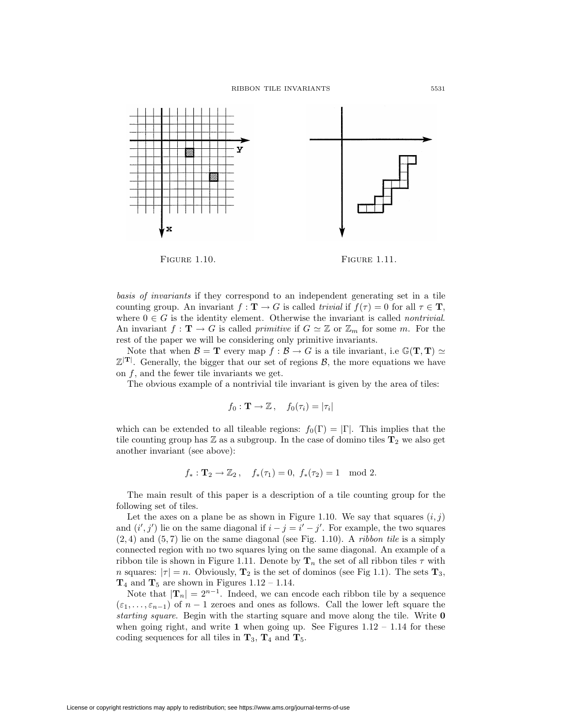FIGURE 1.10.

FIGURE 1.11.

*basis of invariants* if they correspond to an independent generating set in a tile counting group. An invariant $f : \mathbf{T} \to G$ is called *trivial* if $f(\tau) = 0$ for all $\tau \in \mathbf{T}$, where $0 \in G$ is the identity element. Otherwise the invariant is called *nontrivial*. An invariant $f : \mathbf{T} \to G$ is called *primitive* if $G \simeq \mathbb{Z}$ or $\mathbb{Z}_m$ for some $m$. For the rest of the paper we will be considering only primitive invariants.

Note that when $\mathcal{B} = \mathbf{T}$ every map $f : \mathcal{B} \to G$ is a tile invariant, i.e $\mathbb{G}(\mathbf{T}, \mathbf{T}) \simeq \mathbb{Z}^{|\mathbf{T}|}$. Generally, the bigger that our set of regions $\mathcal{B}$, the more equations we have on $f$, and the fewer tile invariants we get.

The obvious example of a nontrivial tile invariant is given by the area of tiles:

$$f_0 : \mathbf{T} \to \mathbb{Z}\,, \quad f_0(\tau_i) = |\tau_i|$$

which can be extended to all tileable regions: $f_0(\Gamma) = |\Gamma|$. This implies that the tile counting group has $\mathbb{Z}$ as a subgroup. In the case of domino tiles $\mathbf{T}_2$ we also get another invariant (see above):

$$f_* : \mathbf{T}_2 \to \mathbb{Z}_2\,, \quad f_*(\tau_1) = 0,\ f_*(\tau_2) = 1 \mod 2.$$

The main result of this paper is a description of a tile counting group for the following set of tiles.

Let the axes on a plane be as shown in Figure 1.10. We say that squares $(i, j)$ and $(i', j')$ lie on the same diagonal if $i - j = i' - j'$. For example, the two squares $(2, 4)$ and $(5, 7)$ lie on the same diagonal (see Fig. 1.10). A *ribbon tile* is a simply connected region with no two squares lying on the same diagonal. An example of a ribbon tile is shown in Figure 1.11. Denote by $\mathbf{T}_n$ the set of all ribbon tiles $\tau$ with $n$ squares: $|\tau| = n$. Obviously, $\mathbf{T}_2$ is the set of dominos (see Fig 1.1). The sets $\mathbf{T}_3$, $\mathbf{T}_4$ and $\mathbf{T}_5$ are shown in Figures 1.12 – 1.14.

Note that $|\mathbf{T}_n| = 2^{n-1}$. Indeed, we can encode each ribbon tile by a sequence $(\varepsilon_1, \ldots, \varepsilon_{n-1})$ of $n - 1$ zeroes and ones as follows. Call the lower left square the *starting square*. Begin with the starting square and move along the tile. Write **0** when going right, and write **1** when going up. See Figures 1.12 – 1.14 for these coding sequences for all tiles in $\mathbf{T}_3$, $\mathbf{T}_4$ and $\mathbf{T}_5$.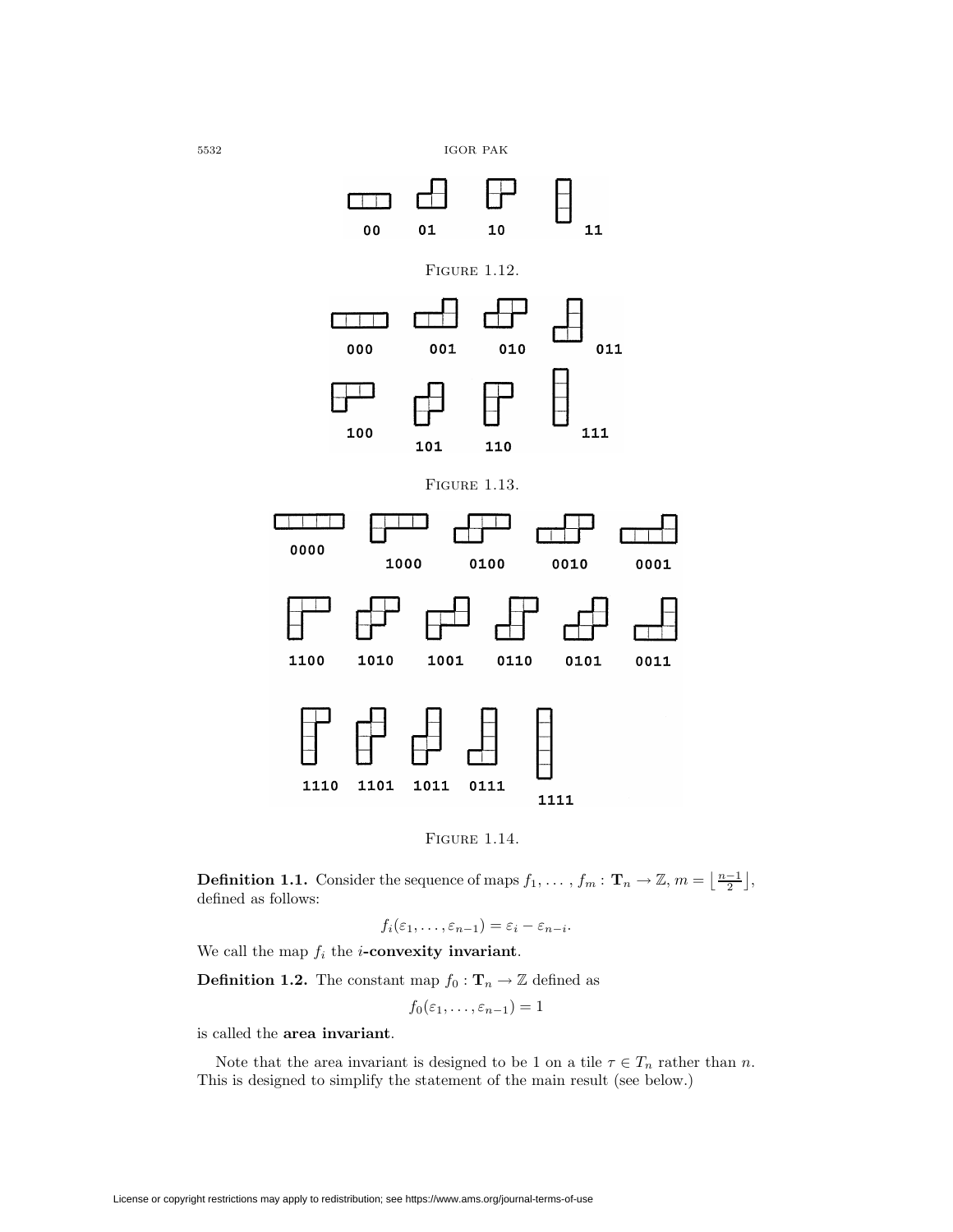00 01 10 11

FIGURE 1.12.

000 001 010 011

100 101 110 111

FIGURE 1.13.

0000 1000 0100 0010 0001

1100 1010 1001 0110 0101 0011

1110 1101 1011 0111 1111

FIGURE 1.14.

**Definition 1.1.** Consider the sequence of maps $f_1, \ldots, f_m : \mathbf{T}_n \to \mathbb{Z}$, $m = \left\lfloor \frac{n-1}{2} \right\rfloor$, defined as follows:

$$f_i(\varepsilon_1, \ldots, \varepsilon_{n-1}) = \varepsilon_i - \varepsilon_{n-i}.$$

We call the map $f_i$ the ***i*-convexity invariant**.

**Definition 1.2.** The constant map $f_0 : \mathbf{T}_n \to \mathbb{Z}$ defined as

$$f_0(\varepsilon_1, \ldots, \varepsilon_{n-1}) = 1$$

is called the **area invariant**.

Note that the area invariant is designed to be 1 on a tile $\tau \in T_n$ rather than $n$. This is designed to simplify the statement of the main result (see below.)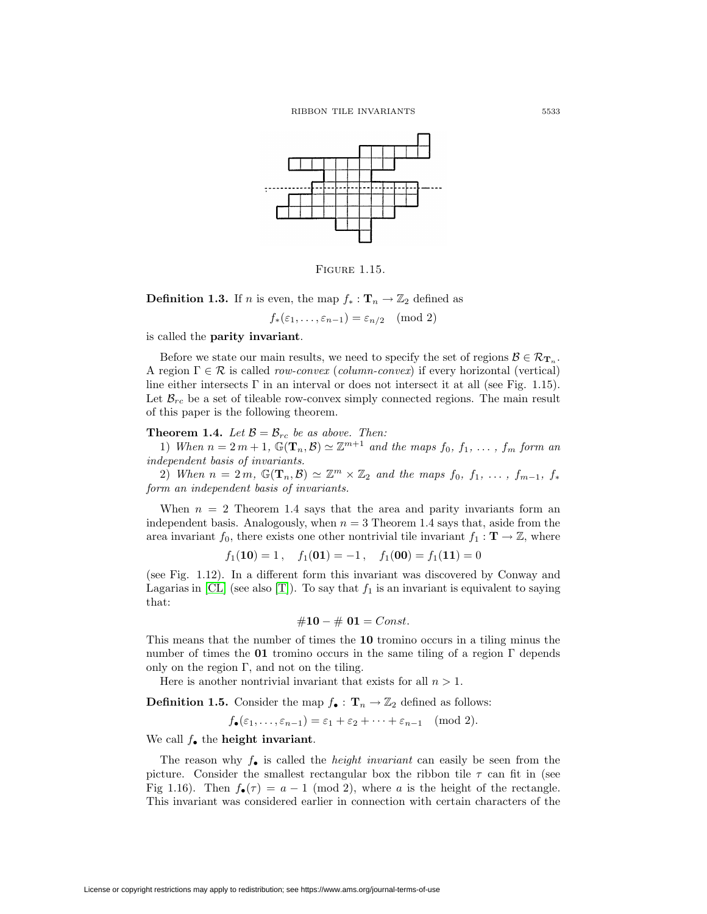FIGURE 1.15.

**Definition 1.3.** If $n$ is even, the map $f_* : \mathbf{T}_n \to \mathbb{Z}_2$ defined as

$$f_*(\varepsilon_1, \ldots, \varepsilon_{n-1}) = \varepsilon_{n/2} \pmod 2$$

is called the **parity invariant**.

Before we state our main results, we need to specify the set of regions $\mathcal{B} \in \mathcal{R}_{\mathbf{T}_n}$. A region $\Gamma \in \mathcal{R}$ is called *row-convex* (*column-convex*) if every horizontal (vertical) line either intersects $\Gamma$ in an interval or does not intersect it at all (see Fig. 1.15). Let $\mathcal{B}_{rc}$ be a set of tileable row-convex simply connected regions. The main result of this paper is the following theorem.

**Theorem 1.4.** *Let $\mathcal{B} = \mathcal{B}_{rc}$ be as above. Then:*

1) *When $n = 2\,m + 1$, $\mathbb{G}(\mathbf{T}_n, \mathcal{B}) \simeq \mathbb{Z}^{m+1}$ and the maps $f_0, f_1, \ldots, f_m$ form an independent basis of invariants.*

2) *When $n = 2\,m$, $\mathbb{G}(\mathbf{T}_n, \mathcal{B}) \simeq \mathbb{Z}^m \times \mathbb{Z}_2$ and the maps $f_0, f_1, \ldots, f_{m-1}, f_*$ form an independent basis of invariants.*

When $n = 2$ Theorem 1.4 says that the area and parity invariants form an independent basis. Analogously, when $n = 3$ Theorem 1.4 says that, aside from the area invariant $f_0$, there exists one other nontrivial tile invariant $f_1 : \mathbf{T} \to \mathbb{Z}$, where

$$f_1(\mathbf{10}) = 1\,, \quad f_1(\mathbf{01}) = -1\,, \quad f_1(\mathbf{00}) = f_1(\mathbf{11}) = 0$$

(see Fig. 1.12). In a different form this invariant was discovered by Conway and Lagarias in [CL] (see also [T]). To say that $f_1$ is an invariant is equivalent to saying that:

$$\#\mathbf{10} - \#\,\mathbf{01} = Const.$$

This means that the number of times the **10** tromino occurs in a tiling minus the number of times the **01** tromino occurs in the same tiling of a region $\Gamma$ depends only on the region $\Gamma$, and not on the tiling.

Here is another nontrivial invariant that exists for all $n > 1$.

**Definition 1.5.** Consider the map $f_\bullet : \mathbf{T}_n \to \mathbb{Z}_2$ defined as follows:

$$f_\bullet(\varepsilon_1, \ldots, \varepsilon_{n-1}) = \varepsilon_1 + \varepsilon_2 + \cdots + \varepsilon_{n-1} \pmod 2.$$

We call $f_\bullet$ the **height invariant**.

The reason why $f_\bullet$ is called the *height invariant* can easily be seen from the picture. Consider the smallest rectangular box the ribbon tile $\tau$ can fit in (see Fig 1.16). Then $f_\bullet(\tau) = a - 1 \pmod 2$, where $a$ is the height of the rectangle. This invariant was considered earlier in connection with certain characters of the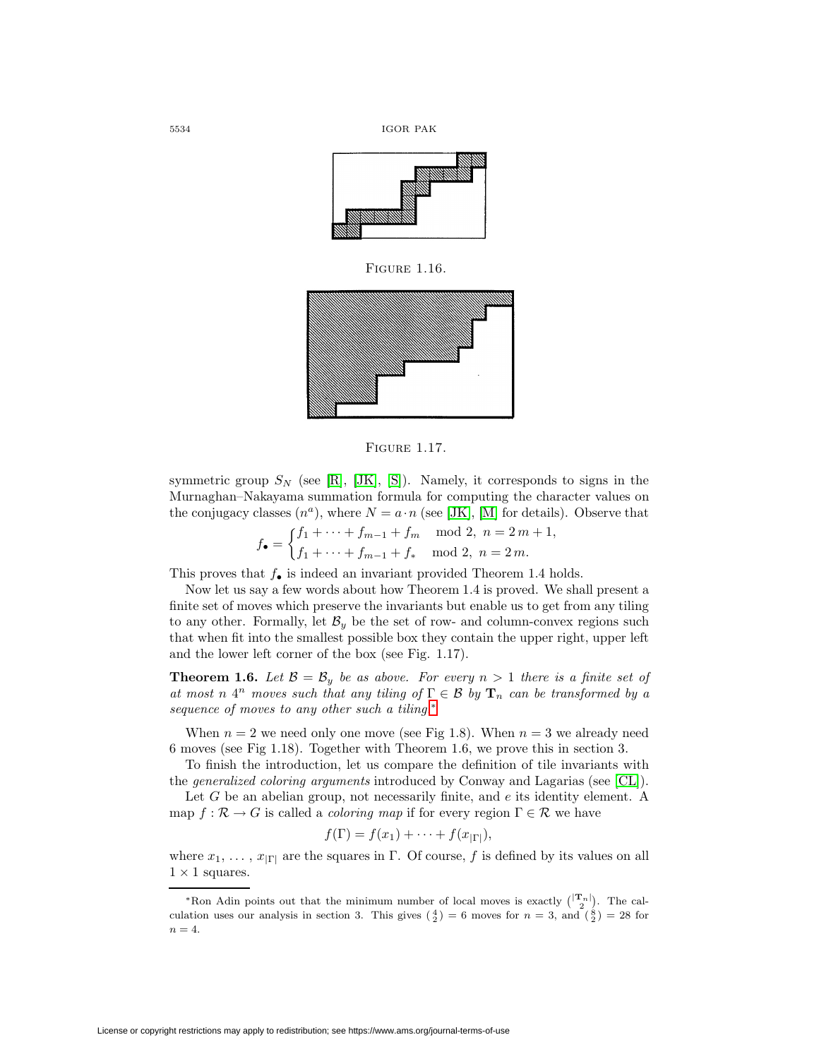FIGURE 1.16.

FIGURE 1.17.

symmetric group $S_N$ (see [R], [JK], [S]). Namely, it corresponds to signs in the Murnaghan–Nakayama summation formula for computing the character values on the conjugacy classes $(n^a)$, where $N = a \cdot n$ (see [JK], [M] for details). Observe that

$$f_\bullet = \begin{cases} f_1 + \cdots + f_{m-1} + f_m \mod 2, \; n = 2\,m+1, \\ f_1 + \cdots + f_{m-1} + f_* \mod 2, \; n = 2\,m. \end{cases}$$

This proves that $f_\bullet$ is indeed an invariant provided Theorem 1.4 holds.

Now let us say a few words about how Theorem 1.4 is proved. We shall present a finite set of moves which preserve the invariants but enable us to get from any tiling to any other. Formally, let $\mathcal{B}_y$ be the set of row- and column-convex regions such that when fit into the smallest possible box they contain the upper right, upper left and the lower left corner of the box (see Fig. 1.17).

**Theorem 1.6.** *Let $\mathcal{B} = \mathcal{B}_y$ be as above. For every $n > 1$ there is a finite set of at most $n\; 4^n$ moves such that any tiling of $\Gamma \in \mathcal{B}$ by $\mathbf{T}_n$ can be transformed by a sequence of moves to any other such a tiling.*[*]

When $n = 2$ we need only one move (see Fig 1.8). When $n = 3$ we already need 6 moves (see Fig 1.18). Together with Theorem 1.6, we prove this in section 3.

To finish the introduction, let us compare the definition of tile invariants with the *generalized coloring arguments* introduced by Conway and Lagarias (see [CL]).

Let $G$ be an abelian group, not necessarily finite, and $e$ its identity element. A map $f : \mathcal{R} \to G$ is called a *coloring map* if for every region $\Gamma \in \mathcal{R}$ we have

$$f(\Gamma) = f(x_1) + \cdots + f(x_{|\Gamma|}),$$

where $x_1, \ldots, x_{|\Gamma|}$ are the squares in $\Gamma$. Of course, $f$ is defined by its values on all $1 \times 1$ squares.

[*]Ron Adin points out that the minimum number of local moves is exactly $\binom{|\mathbf{T}_n|}{2}$. The calculation uses our analysis in section 3. This gives $\binom{4}{2} = 6$ moves for $n = 3$, and $\binom{8}{2} = 28$ for $n = 4$.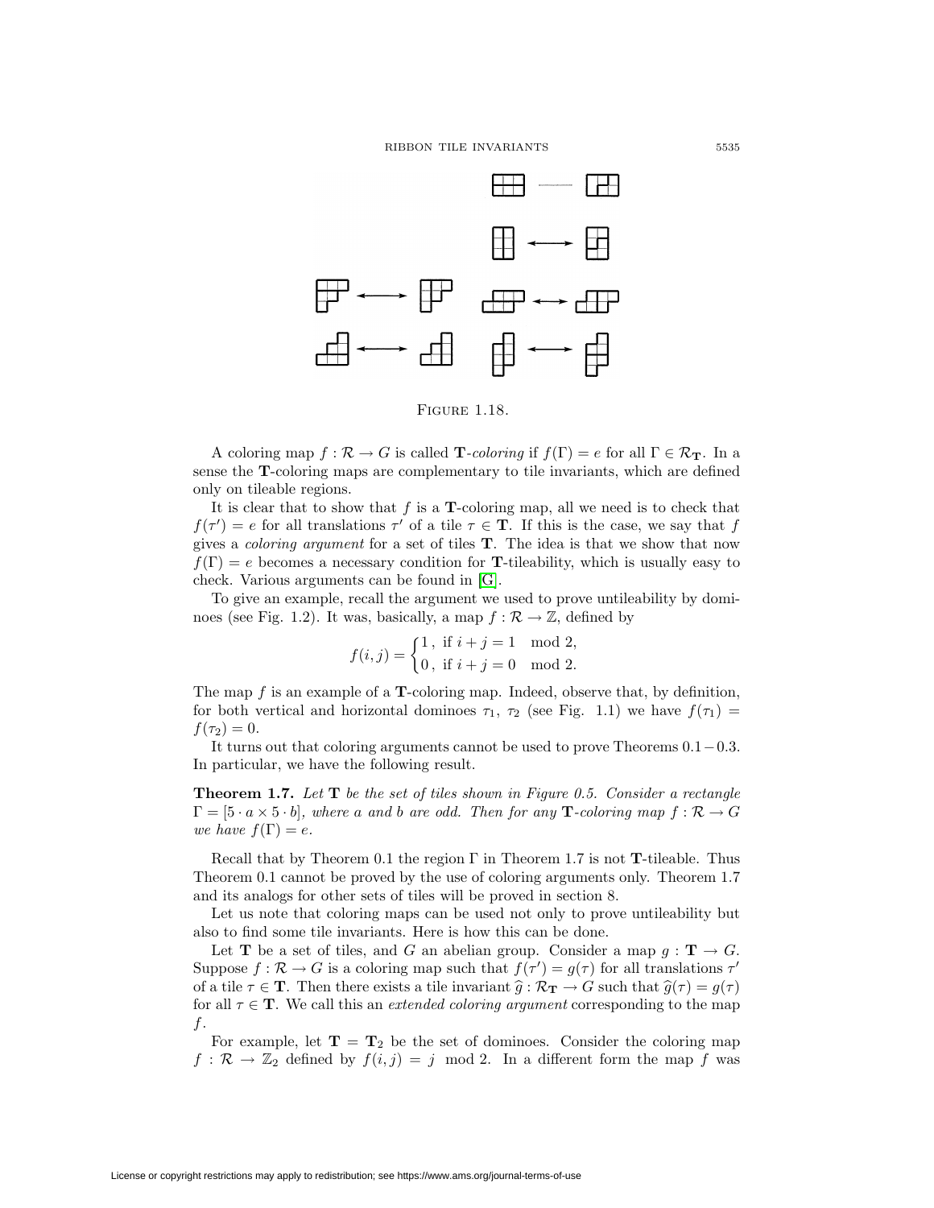Figure 1.18.

A coloring map $f : \mathcal{R} \to G$ is called **T**-*coloring* if $f(\Gamma) = e$ for all $\Gamma \in \mathcal{R}_{\mathbf{T}}$. In a sense the **T**-coloring maps are complementary to tile invariants, which are defined only on tileable regions.

It is clear that to show that $f$ is a **T**-coloring map, all we need is to check that $f(\tau') = e$ for all translations $\tau'$ of a tile $\tau \in \mathbf{T}$. If this is the case, we say that $f$ gives a *coloring argument* for a set of tiles **T**. The idea is that we show that now $f(\Gamma) = e$ becomes a necessary condition for **T**-tileability, which is usually easy to check. Various arguments can be found in [G].

To give an example, recall the argument we used to prove untileability by dominoes (see Fig. 1.2). It was, basically, a map $f : \mathcal{R} \to \mathbb{Z}$, defined by

$$f(i,j) = \begin{cases} 1\,, & \text{if } i+j = 1 \mod 2, \\ 0\,, & \text{if } i+j = 0 \mod 2. \end{cases}$$

The map $f$ is an example of a **T**-coloring map. Indeed, observe that, by definition, for both vertical and horizontal dominoes $\tau_1$, $\tau_2$ (see Fig. 1.1) we have $f(\tau_1) = f(\tau_2) = 0$.

It turns out that coloring arguments cannot be used to prove Theorems 0.1 − 0.3. In particular, we have the following result.

**Theorem 1.7.** *Let* **T** *be the set of tiles shown in Figure 0.5. Consider a rectangle* $\Gamma = [5 \cdot a \times 5 \cdot b]$*, where* $a$ *and* $b$ *are odd. Then for any* **T***-coloring map* $f : \mathcal{R} \to G$ *we have* $f(\Gamma) = e$.

Recall that by Theorem 0.1 the region $\Gamma$ in Theorem 1.7 is not **T**-tileable. Thus Theorem 0.1 cannot be proved by the use of coloring arguments only. Theorem 1.7 and its analogs for other sets of tiles will be proved in section 8.

Let us note that coloring maps can be used not only to prove untileability but also to find some tile invariants. Here is how this can be done.

Let **T** be a set of tiles, and $G$ an abelian group. Consider a map $g : \mathbf{T} \to G$. Suppose $f : \mathcal{R} \to G$ is a coloring map such that $f(\tau') = g(\tau)$ for all translations $\tau'$ of a tile $\tau \in \mathbf{T}$. Then there exists a tile invariant $\widehat{g} : \mathcal{R}_{\mathbf{T}} \to G$ such that $\widehat{g}(\tau) = g(\tau)$ for all $\tau \in \mathbf{T}$. We call this an *extended coloring argument* corresponding to the map $f$.

For example, let $\mathbf{T} = \mathbf{T}_2$ be the set of dominoes. Consider the coloring map $f : \mathcal{R} \to \mathbb{Z}_2$ defined by $f(i,j) = j \mod 2$. In a different form the map $f$ was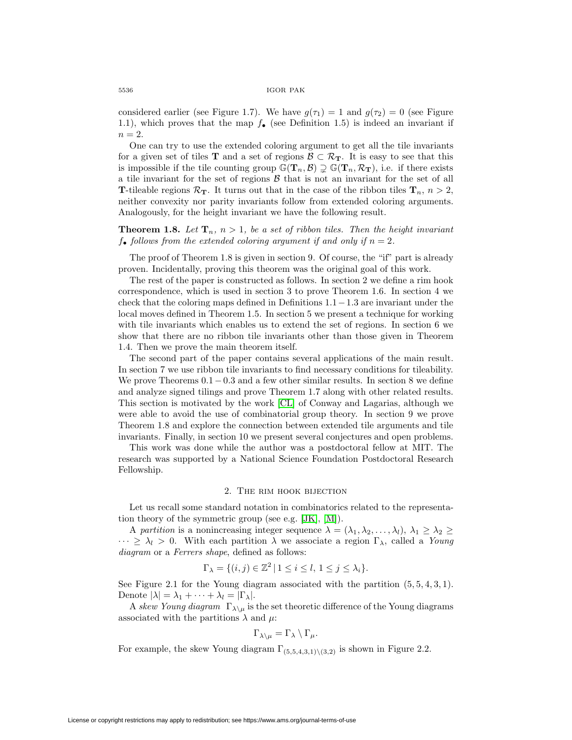considered earlier (see Figure 1.7). We have $g(\tau_1) = 1$ and $g(\tau_2) = 0$ (see Figure 1.1), which proves that the map $f_\bullet$ (see Definition 1.5) is indeed an invariant if $n = 2$.

One can try to use the extended coloring argument to get all the tile invariants for a given set of tiles $\mathbf{T}$ and a set of regions $\mathcal{B} \subset \mathcal{R}_{\mathbf{T}}$. It is easy to see that this is impossible if the tile counting group $\mathbb{G}(\mathbf{T}_n, \mathcal{B}) \supsetneq \mathbb{G}(\mathbf{T}_n, \mathcal{R}_{\mathbf{T}})$, i.e. if there exists a tile invariant for the set of regions $\mathcal{B}$ that is not an invariant for the set of all $\mathbf{T}$-tileable regions $\mathcal{R}_{\mathbf{T}}$. It turns out that in the case of the ribbon tiles $\mathbf{T}_n$, $n > 2$, neither convexity nor parity invariants follow from extended coloring arguments. Analogously, for the height invariant we have the following result.

**Theorem 1.8.** *Let $\mathbf{T}_n$, $n > 1$, be a set of ribbon tiles. Then the height invariant $f_\bullet$ follows from the extended coloring argument if and only if $n = 2$.*

The proof of Theorem 1.8 is given in section 9. Of course, the "if" part is already proven. Incidentally, proving this theorem was the original goal of this work.

The rest of the paper is constructed as follows. In section 2 we define a rim hook correspondence, which is used in section 3 to prove Theorem 1.6. In section 4 we check that the coloring maps defined in Definitions $1.1 - 1.3$ are invariant under the local moves defined in Theorem 1.5. In section 5 we present a technique for working with tile invariants which enables us to extend the set of regions. In section 6 we show that there are no ribbon tile invariants other than those given in Theorem 1.4. Then we prove the main theorem itself.

The second part of the paper contains several applications of the main result. In section 7 we use ribbon tile invariants to find necessary conditions for tileability. We prove Theorems $0.1 - 0.3$ and a few other similar results. In section 8 we define and analyze signed tilings and prove Theorem 1.7 along with other related results. This section is motivated by the work [CL] of Conway and Lagarias, although we were able to avoid the use of combinatorial group theory. In section 9 we prove Theorem 1.8 and explore the connection between extended tile arguments and tile invariants. Finally, in section 10 we present several conjectures and open problems.

This work was done while the author was a postdoctoral fellow at MIT. The research was supported by a National Science Foundation Postdoctoral Research Fellowship.

## 2. The rim hook bijection

Let us recall some standard notation in combinatorics related to the representation theory of the symmetric group (see e.g. [JK], [M]).

A *partition* is a nonincreasing integer sequence $\lambda = (\lambda_1, \lambda_2, \ldots, \lambda_l)$, $\lambda_1 \geq \lambda_2 \geq \cdots \geq \lambda_l > 0$. With each partition $\lambda$ we associate a region $\Gamma_\lambda$, called a *Young diagram* or a *Ferrers shape*, defined as follows:

$$\Gamma_\lambda = \{(i, j) \in \mathbb{Z}^2 \mid 1 \leq i \leq l, \, 1 \leq j \leq \lambda_i\}.$$

See Figure 2.1 for the Young diagram associated with the partition $(5, 5, 4, 3, 1)$. Denote $|\lambda| = \lambda_1 + \cdots + \lambda_l = |\Gamma_\lambda|$.

A *skew Young diagram* $\Gamma_{\lambda \setminus \mu}$ is the set theoretic difference of the Young diagrams associated with the partitions $\lambda$ and $\mu$:

$$\Gamma_{\lambda \setminus \mu} = \Gamma_\lambda \setminus \Gamma_\mu.$$

For example, the skew Young diagram $\Gamma_{(5,5,4,3,1) \setminus (3,2)}$ is shown in Figure 2.2.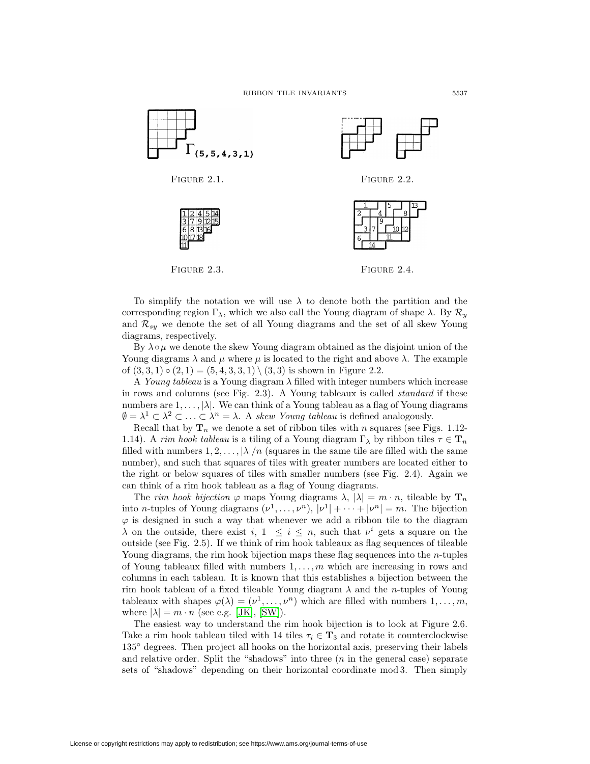FIGURE 2.1.

FIGURE 2.2.

FIGURE 2.3.

FIGURE 2.4.

To simplify the notation we will use $\lambda$ to denote both the partition and the corresponding region $\Gamma_\lambda$, which we also call the Young diagram of shape $\lambda$. By $\mathcal{R}_y$ and $\mathcal{R}_{sy}$ we denote the set of all Young diagrams and the set of all skew Young diagrams, respectively.

By $\lambda \circ \mu$ we denote the skew Young diagram obtained as the disjoint union of the Young diagrams $\lambda$ and $\mu$ where $\mu$ is located to the right and above $\lambda$. The example of $(3,3,1) \circ (2,1) = (5,4,3,3,1) \setminus (3,3)$ is shown in Figure 2.2.

A *Young tableau* is a Young diagram $\lambda$ filled with integer numbers which increase in rows and columns (see Fig. 2.3). A Young tableaux is called *standard* if these numbers are $1, \ldots, |\lambda|$. We can think of a Young tableau as a flag of Young diagrams $\emptyset = \lambda^1 \subset \lambda^2 \subset \ldots \subset \lambda^n = \lambda$. A *skew Young tableau* is defined analogously.

Recall that by $\mathbf{T}_n$ we denote a set of ribbon tiles with $n$ squares (see Figs. 1.12-1.14). A *rim hook tableau* is a tiling of a Young diagram $\Gamma_\lambda$ by ribbon tiles $\tau \in \mathbf{T}_n$ filled with numbers $1, 2, \ldots, |\lambda|/n$ (squares in the same tile are filled with the same number), and such that squares of tiles with greater numbers are located either to the right or below squares of tiles with smaller numbers (see Fig. 2.4). Again we can think of a rim hook tableau as a flag of Young diagrams.

The *rim hook bijection* $\varphi$ maps Young diagrams $\lambda$, $|\lambda| = m \cdot n$, tileable by $\mathbf{T}_n$ into $n$-tuples of Young diagrams $(\nu^1, \ldots, \nu^n)$, $|\nu^1| + \cdots + |\nu^n| = m$. The bijection $\varphi$ is designed in such a way that whenever we add a ribbon tile to the diagram $\lambda$ on the outside, there exist $i$, $1 \leq i \leq n$, such that $\nu^i$ gets a square on the outside (see Fig. 2.5). If we think of rim hook tableaux as flag sequences of tileable Young diagrams, the rim hook bijection maps these flag sequences into the $n$-tuples of Young tableaux filled with numbers $1, \ldots, m$ which are increasing in rows and columns in each tableau. It is known that this establishes a bijection between the rim hook tableau of a fixed tileable Young diagram $\lambda$ and the $n$-tuples of Young tableaux with shapes $\varphi(\lambda) = (\nu^1, \ldots, \nu^n)$ which are filled with numbers $1, \ldots, m$, where $|\lambda| = m \cdot n$ (see e.g. [JK], [SW]).

The easiest way to understand the rim hook bijection is to look at Figure 2.6. Take a rim hook tableau tiled with 14 tiles $\tau_i \in \mathbf{T}_3$ and rotate it counterclockwise $135^\circ$ degrees. Then project all hooks on the horizontal axis, preserving their labels and relative order. Split the "shadows" into three ($n$ in the general case) separate sets of "shadows" depending on their horizontal coordinate mod 3. Then simply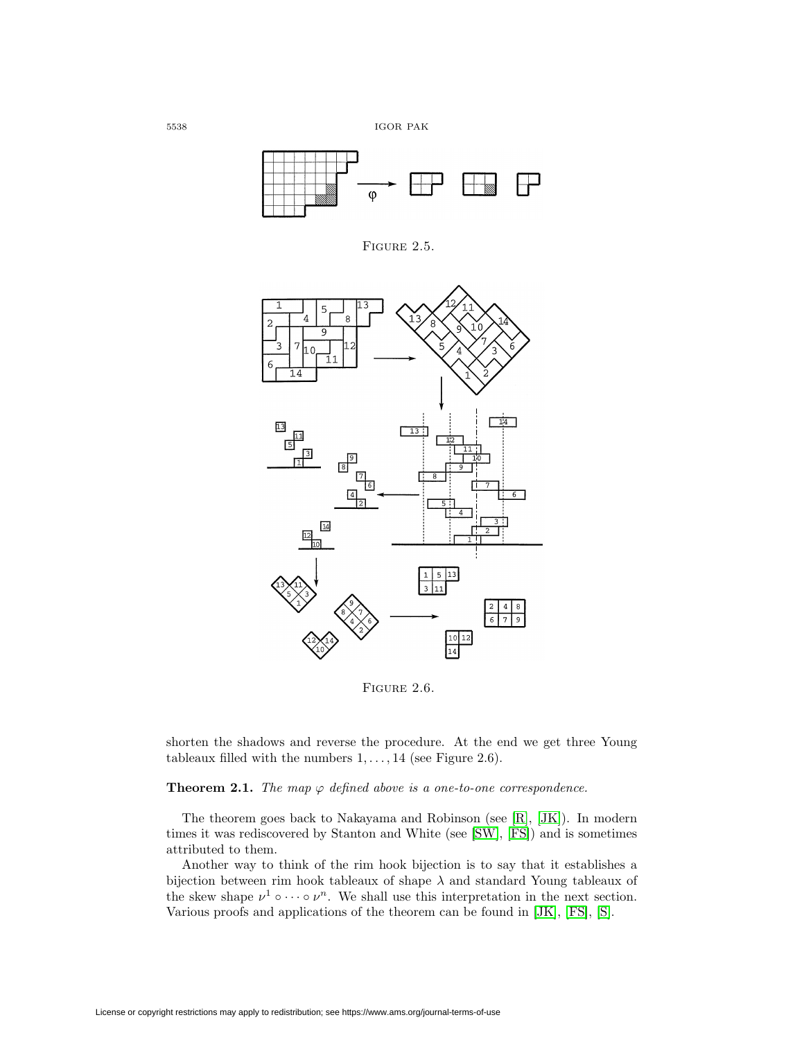FIGURE 2.5.

FIGURE 2.6.

shorten the shadows and reverse the procedure. At the end we get three Young tableaux filled with the numbers $1, \ldots, 14$ (see Figure 2.6).

**Theorem 2.1.** *The map $\varphi$ defined above is a one-to-one correspondence.*

The theorem goes back to Nakayama and Robinson (see [R], [JK]). In modern times it was rediscovered by Stanton and White (see [SW], [FS]) and is sometimes attributed to them.

Another way to think of the rim hook bijection is to say that it establishes a bijection between rim hook tableaux of shape $\lambda$ and standard Young tableaux of the skew shape $\nu^1 \circ \cdots \circ \nu^n$. We shall use this interpretation in the next section. Various proofs and applications of the theorem can be found in [JK], [FS], [S].

License or copyright restrictions may apply to redistribution; see https://www.ams.org/journal-terms-of-use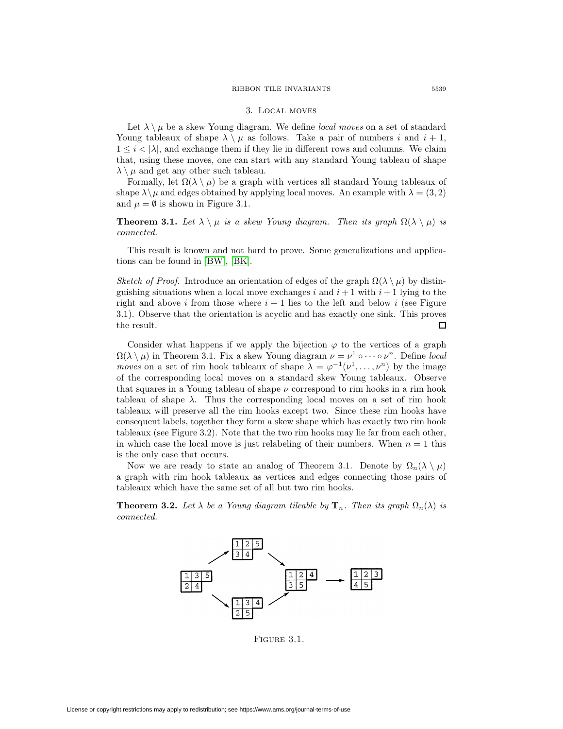## 3. Local moves

Let $\lambda \setminus \mu$ be a skew Young diagram. We define *local moves* on a set of standard Young tableaux of shape $\lambda \setminus \mu$ as follows. Take a pair of numbers $i$ and $i+1$, $1 \leq i < |\lambda|$, and exchange them if they lie in different rows and columns. We claim that, using these moves, one can start with any standard Young tableau of shape $\lambda \setminus \mu$ and get any other such tableau.

Formally, let $\Omega(\lambda \setminus \mu)$ be a graph with vertices all standard Young tableaux of shape $\lambda \setminus \mu$ and edges obtained by applying local moves. An example with $\lambda = (3, 2)$ and $\mu = \emptyset$ is shown in Figure 3.1.

**Theorem 3.1.** *Let $\lambda \setminus \mu$ is a skew Young diagram. Then its graph $\Omega(\lambda \setminus \mu)$ is connected.*

This result is known and not hard to prove. Some generalizations and applications can be found in [BW], [BK].

*Sketch of Proof.* Introduce an orientation of edges of the graph $\Omega(\lambda \setminus \mu)$ by distinguishing situations when a local move exchanges $i$ and $i+1$ with $i+1$ lying to the right and above $i$ from those where $i+1$ lies to the left and below $i$ (see Figure 3.1). Observe that the orientation is acyclic and has exactly one sink. This proves the result. □

Consider what happens if we apply the bijection $\varphi$ to the vertices of a graph $\Omega(\lambda \setminus \mu)$ in Theorem 3.1. Fix a skew Young diagram $\nu = \nu^1 \circ \cdots \circ \nu^n$. Define *local moves* on a set of rim hook tableaux of shape $\lambda = \varphi^{-1}(\nu^1, \ldots, \nu^n)$ by the image of the corresponding local moves on a standard skew Young tableaux. Observe that squares in a Young tableau of shape $\nu$ correspond to rim hooks in a rim hook tableau of shape $\lambda$. Thus the corresponding local moves on a set of rim hook tableaux will preserve all the rim hooks except two. Since these rim hooks have consequent labels, together they form a skew shape which has exactly two rim hook tableaux (see Figure 3.2). Note that the two rim hooks may lie far from each other, in which case the local move is just relabeling of their numbers. When $n = 1$ this is the only case that occurs.

Now we are ready to state an analog of Theorem 3.1. Denote by $\Omega_n(\lambda \setminus \mu)$ a graph with rim hook tableaux as vertices and edges connecting those pairs of tableaux which have the same set of all but two rim hooks.

**Theorem 3.2.** *Let $\lambda$ be a Young diagram tileable by $\mathbf{T}_n$. Then its graph $\Omega_n(\lambda)$ is connected.*

Figure 3.1.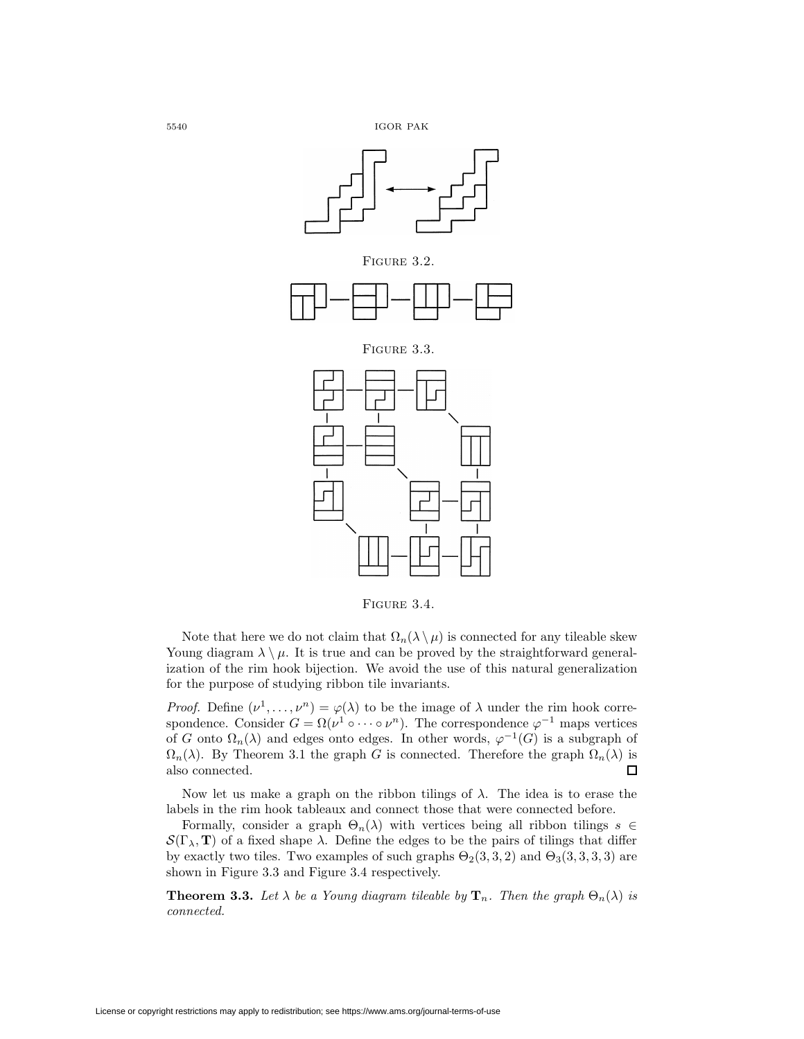Figure 3.2.

Figure 3.3.

Figure 3.4.

Note that here we do not claim that $\Omega_n(\lambda \setminus \mu)$ is connected for any tileable skew Young diagram $\lambda \setminus \mu$. It is true and can be proved by the straightforward generalization of the rim hook bijection. We avoid the use of this natural generalization for the purpose of studying ribbon tile invariants.

*Proof.* Define $(\nu^1, \ldots, \nu^n) = \varphi(\lambda)$ to be the image of $\lambda$ under the rim hook correspondence. Consider $G = \Omega(\nu^1 \circ \cdots \circ \nu^n)$. The correspondence $\varphi^{-1}$ maps vertices of $G$ onto $\Omega_n(\lambda)$ and edges onto edges. In other words, $\varphi^{-1}(G)$ is a subgraph of $\Omega_n(\lambda)$. By Theorem 3.1 the graph $G$ is connected. Therefore the graph $\Omega_n(\lambda)$ is also connected. $\square$

Now let us make a graph on the ribbon tilings of $\lambda$. The idea is to erase the labels in the rim hook tableaux and connect those that were connected before.

Formally, consider a graph $\Theta_n(\lambda)$ with vertices being all ribbon tilings $s \in \mathcal{S}(\Gamma_\lambda, \mathbf{T})$ of a fixed shape $\lambda$. Define the edges to be the pairs of tilings that differ by exactly two tiles. Two examples of such graphs $\Theta_2(3, 3, 2)$ and $\Theta_3(3, 3, 3, 3)$ are shown in Figure 3.3 and Figure 3.4 respectively.

**Theorem 3.3.** *Let $\lambda$ be a Young diagram tileable by $\mathbf{T}_n$. Then the graph $\Theta_n(\lambda)$ is connected.*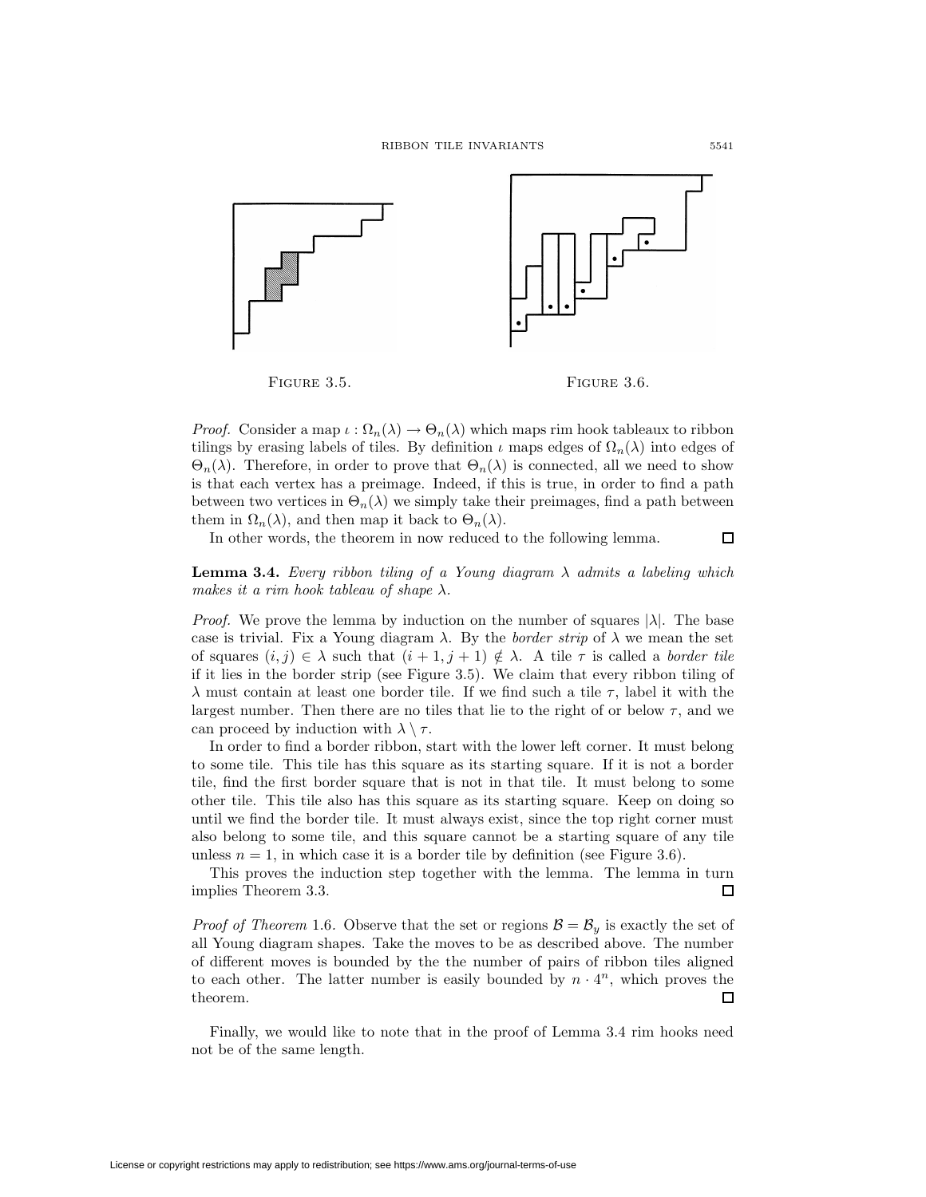FIGURE 3.5.

FIGURE 3.6.

*Proof.* Consider a map $\iota : \Omega_n(\lambda) \to \Theta_n(\lambda)$ which maps rim hook tableaux to ribbon tilings by erasing labels of tiles. By definition $\iota$ maps edges of $\Omega_n(\lambda)$ into edges of $\Theta_n(\lambda)$. Therefore, in order to prove that $\Theta_n(\lambda)$ is connected, all we need to show is that each vertex has a preimage. Indeed, if this is true, in order to find a path between two vertices in $\Theta_n(\lambda)$ we simply take their preimages, find a path between them in $\Omega_n(\lambda)$, and then map it back to $\Theta_n(\lambda)$.

In other words, the theorem in now reduced to the following lemma. □

**Lemma 3.4.** *Every ribbon tiling of a Young diagram $\lambda$ admits a labeling which makes it a rim hook tableau of shape $\lambda$.*

*Proof.* We prove the lemma by induction on the number of squares $|\lambda|$. The base case is trivial. Fix a Young diagram $\lambda$. By the *border strip* of $\lambda$ we mean the set of squares $(i, j) \in \lambda$ such that $(i + 1, j + 1) \notin \lambda$. A tile $\tau$ is called a *border tile* if it lies in the border strip (see Figure 3.5). We claim that every ribbon tiling of $\lambda$ must contain at least one border tile. If we find such a tile $\tau$, label it with the largest number. Then there are no tiles that lie to the right of or below $\tau$, and we can proceed by induction with $\lambda \setminus \tau$.

In order to find a border ribbon, start with the lower left corner. It must belong to some tile. This tile has this square as its starting square. If it is not a border tile, find the first border square that is not in that tile. It must belong to some other tile. This tile also has this square as its starting square. Keep on doing so until we find the border tile. It must always exist, since the top right corner must also belong to some tile, and this square cannot be a starting square of any tile unless $n = 1$, in which case it is a border tile by definition (see Figure 3.6).

This proves the induction step together with the lemma. The lemma in turn implies Theorem 3.3. □

*Proof of Theorem* 1.6. Observe that the set or regions $\mathcal{B} = \mathcal{B}_y$ is exactly the set of all Young diagram shapes. Take the moves to be as described above. The number of different moves is bounded by the the number of pairs of ribbon tiles aligned to each other. The latter number is easily bounded by $n \cdot 4^n$, which proves the theorem. □

Finally, we would like to note that in the proof of Lemma 3.4 rim hooks need not be of the same length.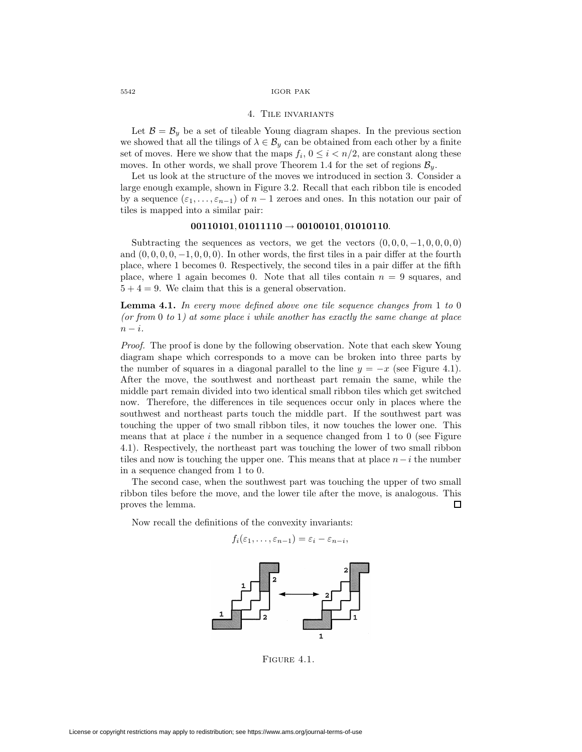## 4. Tile invariants

Let $\mathcal{B} = \mathcal{B}_y$ be a set of tileable Young diagram shapes. In the previous section we showed that all the tilings of $\lambda \in \mathcal{B}_y$ can be obtained from each other by a finite set of moves. Here we show that the maps $f_i$, $0 \le i < n/2$, are constant along these moves. In other words, we shall prove Theorem 1.4 for the set of regions $\mathcal{B}_y$.

Let us look at the structure of the moves we introduced in section 3. Consider a large enough example, shown in Figure 3.2. Recall that each ribbon tile is encoded by a sequence $(\varepsilon_1, \ldots, \varepsilon_{n-1})$ of $n-1$ zeroes and ones. In this notation our pair of tiles is mapped into a similar pair:

$$\mathbf{00110101}, \mathbf{01011110} \to \mathbf{00100101}, \mathbf{01010110}.$$

Subtracting the sequences as vectors, we get the vectors $(0, 0, 0, -1, 0, 0, 0, 0)$ and $(0, 0, 0, 0, -1, 0, 0, 0)$. In other words, the first tiles in a pair differ at the fourth place, where 1 becomes 0. Respectively, the second tiles in a pair differ at the fifth place, where 1 again becomes 0. Note that all tiles contain $n = 9$ squares, and $5 + 4 = 9$. We claim that this is a general observation.

**Lemma 4.1.** *In every move defined above one tile sequence changes from* 1 *to* 0 *(or from* 0 *to* 1*) at some place* $i$ *while another has exactly the same change at place* $n - i$.

*Proof.* The proof is done by the following observation. Note that each skew Young diagram shape which corresponds to a move can be broken into three parts by the number of squares in a diagonal parallel to the line $y = -x$ (see Figure 4.1). After the move, the southwest and northeast part remain the same, while the middle part remain divided into two identical small ribbon tiles which get switched now. Therefore, the differences in tile sequences occur only in places where the southwest and northeast parts touch the middle part. If the southwest part was touching the upper of two small ribbon tiles, it now touches the lower one. This means that at place $i$ the number in a sequence changed from 1 to 0 (see Figure 4.1). Respectively, the northeast part was touching the lower of two small ribbon tiles and now is touching the upper one. This means that at place $n-i$ the number in a sequence changed from 1 to 0.

The second case, when the southwest part was touching the upper of two small ribbon tiles before the move, and the lower tile after the move, is analogous. This proves the lemma. ∎

Now recall the definitions of the convexity invariants:

$$f_i(\varepsilon_1, \ldots, \varepsilon_{n-1}) = \varepsilon_i - \varepsilon_{n-i},$$

Figure 4.1.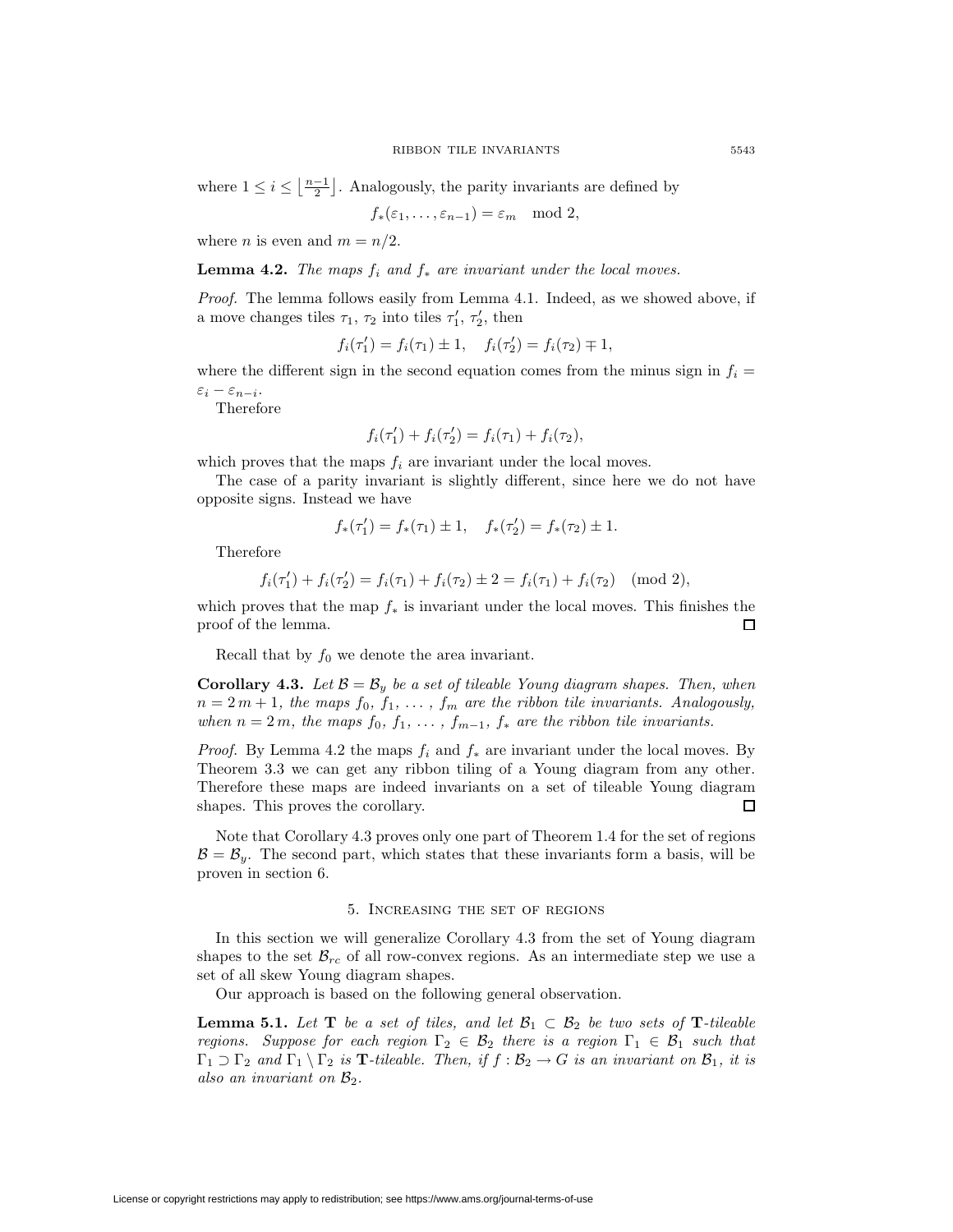where $1 \le i \le \left\lfloor \frac{n-1}{2} \right\rfloor$. Analogously, the parity invariants are defined by

$$f_*(\varepsilon_1, \ldots, \varepsilon_{n-1}) = \varepsilon_m \mod 2,$$

where $n$ is even and $m = n/2$.

**Lemma 4.2.** *The maps $f_i$ and $f_*$ are invariant under the local moves.*

*Proof.* The lemma follows easily from Lemma 4.1. Indeed, as we showed above, if a move changes tiles $\tau_1$, $\tau_2$ into tiles $\tau_1'$, $\tau_2'$, then

$$f_i(\tau_1') = f_i(\tau_1) \pm 1, \quad f_i(\tau_2') = f_i(\tau_2) \mp 1,$$

where the different sign in the second equation comes from the minus sign in $f_i = \varepsilon_i - \varepsilon_{n-i}$.

Therefore

$$f_i(\tau_1') + f_i(\tau_2') = f_i(\tau_1) + f_i(\tau_2),$$

which proves that the maps $f_i$ are invariant under the local moves.

The case of a parity invariant is slightly different, since here we do not have opposite signs. Instead we have

$$f_*(\tau_1') = f_*(\tau_1) \pm 1, \quad f_*(\tau_2') = f_*(\tau_2) \pm 1.$$

Therefore

$$f_i(\tau_1') + f_i(\tau_2') = f_i(\tau_1) + f_i(\tau_2) \pm 2 = f_i(\tau_1) + f_i(\tau_2) \pmod 2,$$

which proves that the map $f_*$ is invariant under the local moves. This finishes the proof of the lemma. □

Recall that by $f_0$ we denote the area invariant.

**Corollary 4.3.** *Let $\mathcal{B} = \mathcal{B}_y$ be a set of tileable Young diagram shapes. Then, when $n = 2\,m+1$, the maps $f_0, f_1, \ldots, f_m$ are the ribbon tile invariants. Analogously, when $n = 2\,m$, the maps $f_0, f_1, \ldots, f_{m-1}, f_*$ are the ribbon tile invariants.*

*Proof.* By Lemma 4.2 the maps $f_i$ and $f_*$ are invariant under the local moves. By Theorem 3.3 we can get any ribbon tiling of a Young diagram from any other. Therefore these maps are indeed invariants on a set of tileable Young diagram shapes. This proves the corollary. □

Note that Corollary 4.3 proves only one part of Theorem 1.4 for the set of regions $\mathcal{B} = \mathcal{B}_y$. The second part, which states that these invariants form a basis, will be proven in section 6.

## 5. Increasing the set of regions

In this section we will generalize Corollary 4.3 from the set of Young diagram shapes to the set $\mathcal{B}_{rc}$ of all row-convex regions. As an intermediate step we use a set of all skew Young diagram shapes.

Our approach is based on the following general observation.

**Lemma 5.1.** *Let $\mathbf{T}$ be a set of tiles, and let $\mathcal{B}_1 \subset \mathcal{B}_2$ be two sets of $\mathbf{T}$-tileable regions. Suppose for each region $\Gamma_2 \in \mathcal{B}_2$ there is a region $\Gamma_1 \in \mathcal{B}_1$ such that $\Gamma_1 \supset \Gamma_2$ and $\Gamma_1 \setminus \Gamma_2$ is $\mathbf{T}$-tileable. Then, if $f : \mathcal{B}_2 \to G$ is an invariant on $\mathcal{B}_1$, it is also an invariant on $\mathcal{B}_2$.*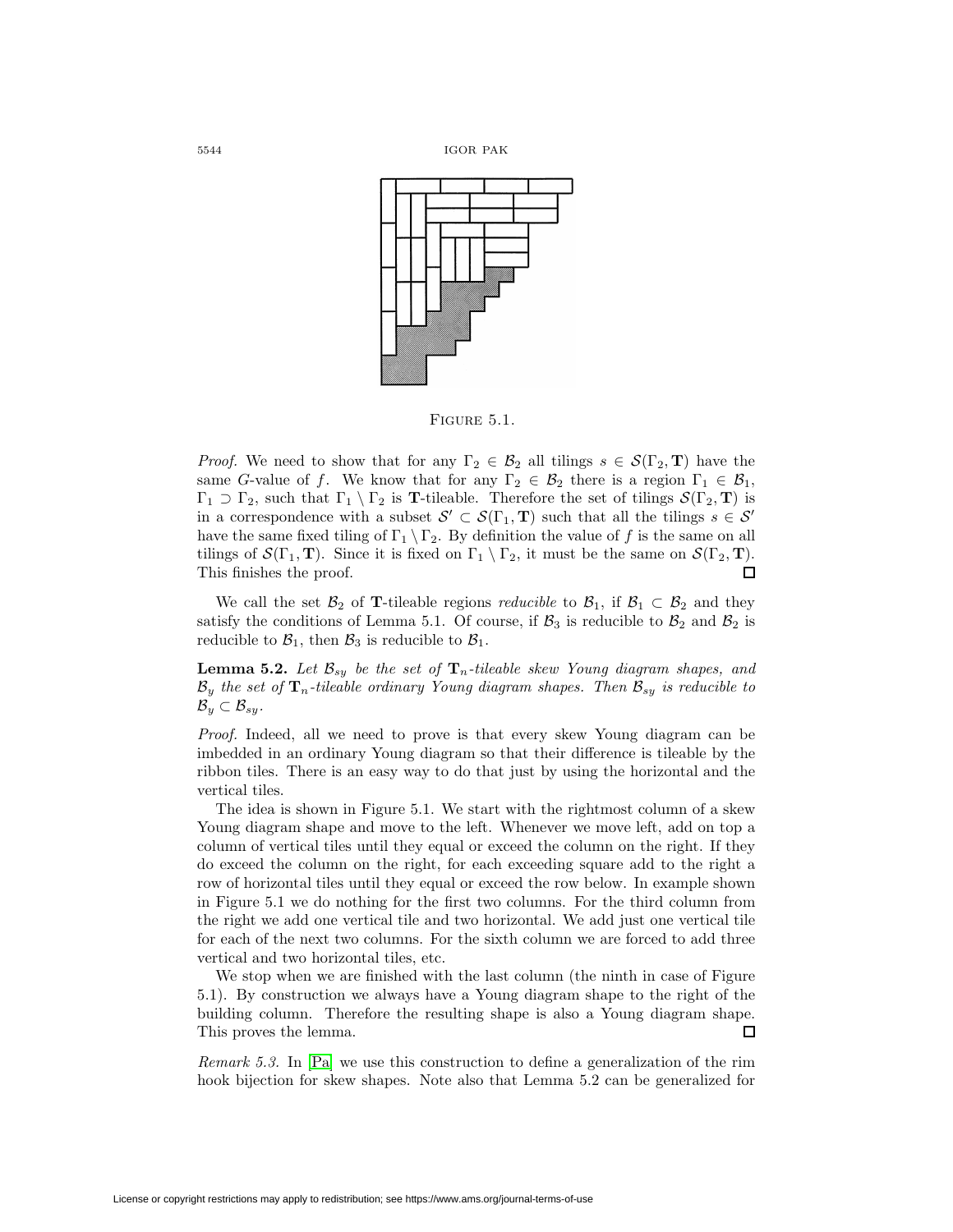FIGURE 5.1.

*Proof.* We need to show that for any $\Gamma_2 \in \mathcal{B}_2$ all tilings $s \in \mathcal{S}(\Gamma_2, \mathbf{T})$ have the same $G$-value of $f$. We know that for any $\Gamma_2 \in \mathcal{B}_2$ there is a region $\Gamma_1 \in \mathcal{B}_1$, $\Gamma_1 \supset \Gamma_2$, such that $\Gamma_1 \setminus \Gamma_2$ is $\mathbf{T}$-tileable. Therefore the set of tilings $\mathcal{S}(\Gamma_2, \mathbf{T})$ is in a correspondence with a subset $\mathcal{S}' \subset \mathcal{S}(\Gamma_1, \mathbf{T})$ such that all the tilings $s \in \mathcal{S}'$ have the same fixed tiling of $\Gamma_1 \setminus \Gamma_2$. By definition the value of $f$ is the same on all tilings of $\mathcal{S}(\Gamma_1, \mathbf{T})$. Since it is fixed on $\Gamma_1 \setminus \Gamma_2$, it must be the same on $\mathcal{S}(\Gamma_2, \mathbf{T})$. This finishes the proof. □

We call the set $\mathcal{B}_2$ of $\mathbf{T}$-tileable regions *reducible* to $\mathcal{B}_1$, if $\mathcal{B}_1 \subset \mathcal{B}_2$ and they satisfy the conditions of Lemma 5.1. Of course, if $\mathcal{B}_3$ is reducible to $\mathcal{B}_2$ and $\mathcal{B}_2$ is reducible to $\mathcal{B}_1$, then $\mathcal{B}_3$ is reducible to $\mathcal{B}_1$.

**Lemma 5.2.** *Let $\mathcal{B}_{sy}$ be the set of $\mathbf{T}_n$-tileable skew Young diagram shapes, and $\mathcal{B}_y$ the set of $\mathbf{T}_n$-tileable ordinary Young diagram shapes. Then $\mathcal{B}_{sy}$ is reducible to $\mathcal{B}_y \subset \mathcal{B}_{sy}$.*

*Proof.* Indeed, all we need to prove is that every skew Young diagram can be imbedded in an ordinary Young diagram so that their difference is tileable by the ribbon tiles. There is an easy way to do that just by using the horizontal and the vertical tiles.

The idea is shown in Figure 5.1. We start with the rightmost column of a skew Young diagram shape and move to the left. Whenever we move left, add on top a column of vertical tiles until they equal or exceed the column on the right. If they do exceed the column on the right, for each exceeding square add to the right a row of horizontal tiles until they equal or exceed the row below. In example shown in Figure 5.1 we do nothing for the first two columns. For the third column from the right we add one vertical tile and two horizontal. We add just one vertical tile for each of the next two columns. For the sixth column we are forced to add three vertical and two horizontal tiles, etc.

We stop when we are finished with the last column (the ninth in case of Figure 5.1). By construction we always have a Young diagram shape to the right of the building column. Therefore the resulting shape is also a Young diagram shape. This proves the lemma. □

*Remark 5.3.* In [Pa] we use this construction to define a generalization of the rim hook bijection for skew shapes. Note also that Lemma 5.2 can be generalized for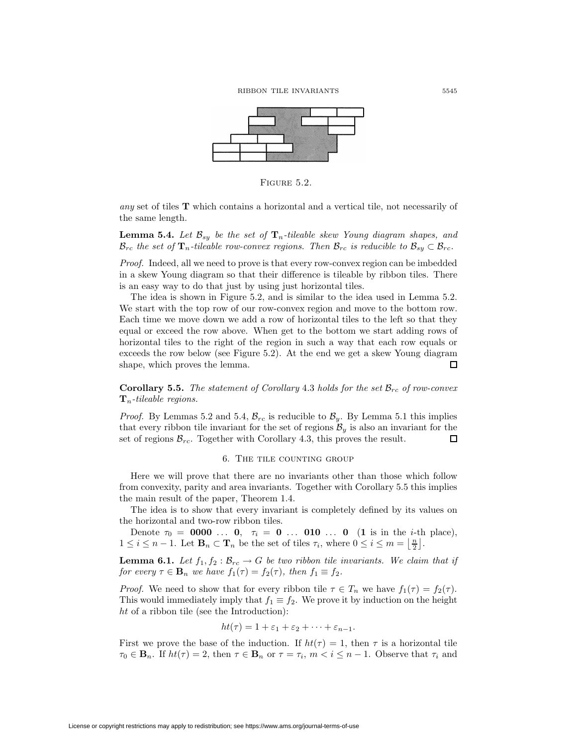FIGURE 5.2.

*any* set of tiles $\mathbf{T}$ which contains a horizontal and a vertical tile, not necessarily of the same length.

**Lemma 5.4.** *Let $\mathcal{B}_{sy}$ be the set of $\mathbf{T}_n$-tileable skew Young diagram shapes, and $\mathcal{B}_{rc}$ the set of $\mathbf{T}_n$-tileable row-convex regions. Then $\mathcal{B}_{rc}$ is reducible to $\mathcal{B}_{sy} \subset \mathcal{B}_{rc}$.*

*Proof.* Indeed, all we need to prove is that every row-convex region can be imbedded in a skew Young diagram so that their difference is tileable by ribbon tiles. There is an easy way to do that just by using just horizontal tiles.

The idea is shown in Figure 5.2, and is similar to the idea used in Lemma 5.2. We start with the top row of our row-convex region and move to the bottom row. Each time we move down we add a row of horizontal tiles to the left so that they equal or exceed the row above. When get to the bottom we start adding rows of horizontal tiles to the right of the region in such a way that each row equals or exceeds the row below (see Figure 5.2). At the end we get a skew Young diagram shape, which proves the lemma. □

**Corollary 5.5.** *The statement of Corollary 4.3 holds for the set $\mathcal{B}_{rc}$ of row-convex $\mathbf{T}_n$-tileable regions.*

*Proof.* By Lemmas 5.2 and 5.4, $\mathcal{B}_{rc}$ is reducible to $\mathcal{B}_y$. By Lemma 5.1 this implies that every ribbon tile invariant for the set of regions $\mathcal{B}_y$ is also an invariant for the set of regions $\mathcal{B}_{rc}$. Together with Corollary 4.3, this proves the result. □

## 6. The tile counting group

Here we will prove that there are no invariants other than those which follow from convexity, parity and area invariants. Together with Corollary 5.5 this implies the main result of the paper, Theorem 1.4.

The idea is to show that every invariant is completely defined by its values on the horizontal and two-row ribbon tiles.

Denote $\tau_0 = \mathbf{0000} \ \ldots \ \mathbf{0}$, $\tau_i = \mathbf{0} \ \ldots \ \mathbf{010} \ \ldots \ \mathbf{0}$ ($\mathbf{1}$ is in the $i$-th place), $1 \le i \le n-1$. Let $\mathbf{B}_n \subset \mathbf{T}_n$ be the set of tiles $\tau_i$, where $0 \le i \le m = \left\lfloor \frac{n}{2} \right\rfloor$.

**Lemma 6.1.** *Let $f_1, f_2 : \mathcal{B}_{rc} \to G$ be two ribbon tile invariants. We claim that if for every $\tau \in \mathbf{B}_n$ we have $f_1(\tau) = f_2(\tau)$, then $f_1 \equiv f_2$.*

*Proof.* We need to show that for every ribbon tile $\tau \in T_n$ we have $f_1(\tau) = f_2(\tau)$. This would immediately imply that $f_1 \equiv f_2$. We prove it by induction on the height $ht$ of a ribbon tile (see the Introduction):

$$ht(\tau) = 1 + \varepsilon_1 + \varepsilon_2 + \cdots + \varepsilon_{n-1}.$$

First we prove the base of the induction. If $ht(\tau) = 1$, then $\tau$ is a horizontal tile $\tau_0 \in \mathbf{B}_n$. If $ht(\tau) = 2$, then $\tau \in \mathbf{B}_n$ or $\tau = \tau_i$, $m < i \le n-1$. Observe that $\tau_i$ and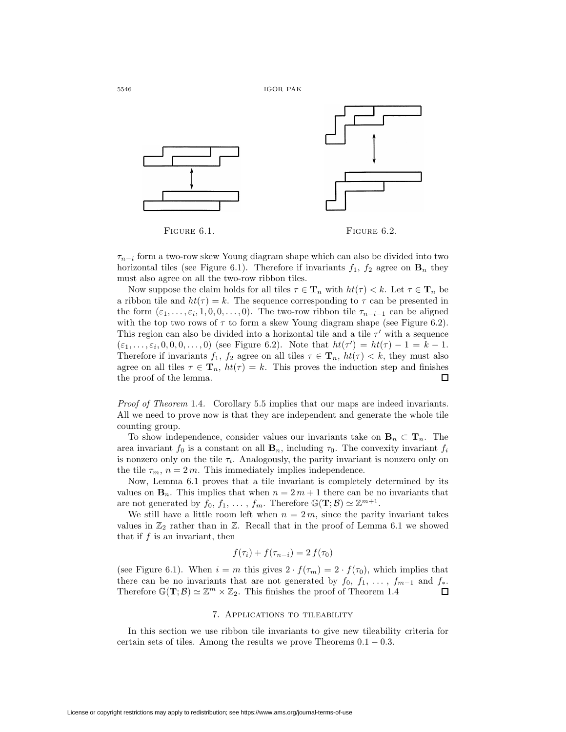FIGURE 6.1.

FIGURE 6.2.

$\tau_{n-i}$ form a two-row skew Young diagram shape which can also be divided into two horizontal tiles (see Figure 6.1). Therefore if invariants $f_1$, $f_2$ agree on $\mathbf{B}_n$ they must also agree on all the two-row ribbon tiles.

Now suppose the claim holds for all tiles $\tau \in \mathbf{T}_n$ with $ht(\tau) < k$. Let $\tau \in \mathbf{T}_n$ be a ribbon tile and $ht(\tau) = k$. The sequence corresponding to $\tau$ can be presented in the form $(\varepsilon_1, \ldots, \varepsilon_i, 1, 0, 0, \ldots, 0)$. The two-row ribbon tile $\tau_{n-i-1}$ can be aligned with the top two rows of $\tau$ to form a skew Young diagram shape (see Figure 6.2). This region can also be divided into a horizontal tile and a tile $\tau'$ with a sequence $(\varepsilon_1, \ldots, \varepsilon_i, 0, 0, 0, \ldots, 0)$ (see Figure 6.2). Note that $ht(\tau') = ht(\tau) - 1 = k - 1$. Therefore if invariants $f_1$, $f_2$ agree on all tiles $\tau \in \mathbf{T}_n$, $ht(\tau) < k$, they must also agree on all tiles $\tau \in \mathbf{T}_n$, $ht(\tau) = k$. This proves the induction step and finishes the proof of the lemma. $\square$

*Proof of Theorem* 1.4. Corollary 5.5 implies that our maps are indeed invariants. All we need to prove now is that they are independent and generate the whole tile counting group.

To show independence, consider values our invariants take on $\mathbf{B}_n \subset \mathbf{T}_n$. The area invariant $f_0$ is a constant on all $\mathbf{B}_n$, including $\tau_0$. The convexity invariant $f_i$ is nonzero only on the tile $\tau_i$. Analogously, the parity invariant is nonzero only on the tile $\tau_m$, $n = 2\,m$. This immediately implies independence.

Now, Lemma 6.1 proves that a tile invariant is completely determined by its values on $\mathbf{B}_n$. This implies that when $n = 2\,m + 1$ there can be no invariants that are not generated by $f_0, f_1, \ldots, f_m$. Therefore $\mathbb{G}(\mathbf{T}; \mathcal{B}) \simeq \mathbb{Z}^{m+1}$.

We still have a little room left when $n = 2\,m$, since the parity invariant takes values in $\mathbb{Z}_2$ rather than in $\mathbb{Z}$. Recall that in the proof of Lemma 6.1 we showed that if $f$ is an invariant, then

$$f(\tau_i) + f(\tau_{n-i}) = 2\,f(\tau_0)$$

(see Figure 6.1). When $i = m$ this gives $2 \cdot f(\tau_m) = 2 \cdot f(\tau_0)$, which implies that there can be no invariants that are not generated by $f_0, f_1, \ldots, f_{m-1}$ and $f_*$. Therefore $\mathbb{G}(\mathbf{T}; \mathcal{B}) \simeq \mathbb{Z}^m \times \mathbb{Z}_2$. This finishes the proof of Theorem 1.4 $\square$

## 7. Applications to tileability

In this section we use ribbon tile invariants to give new tileability criteria for certain sets of tiles. Among the results we prove Theorems $0.1 - 0.3$.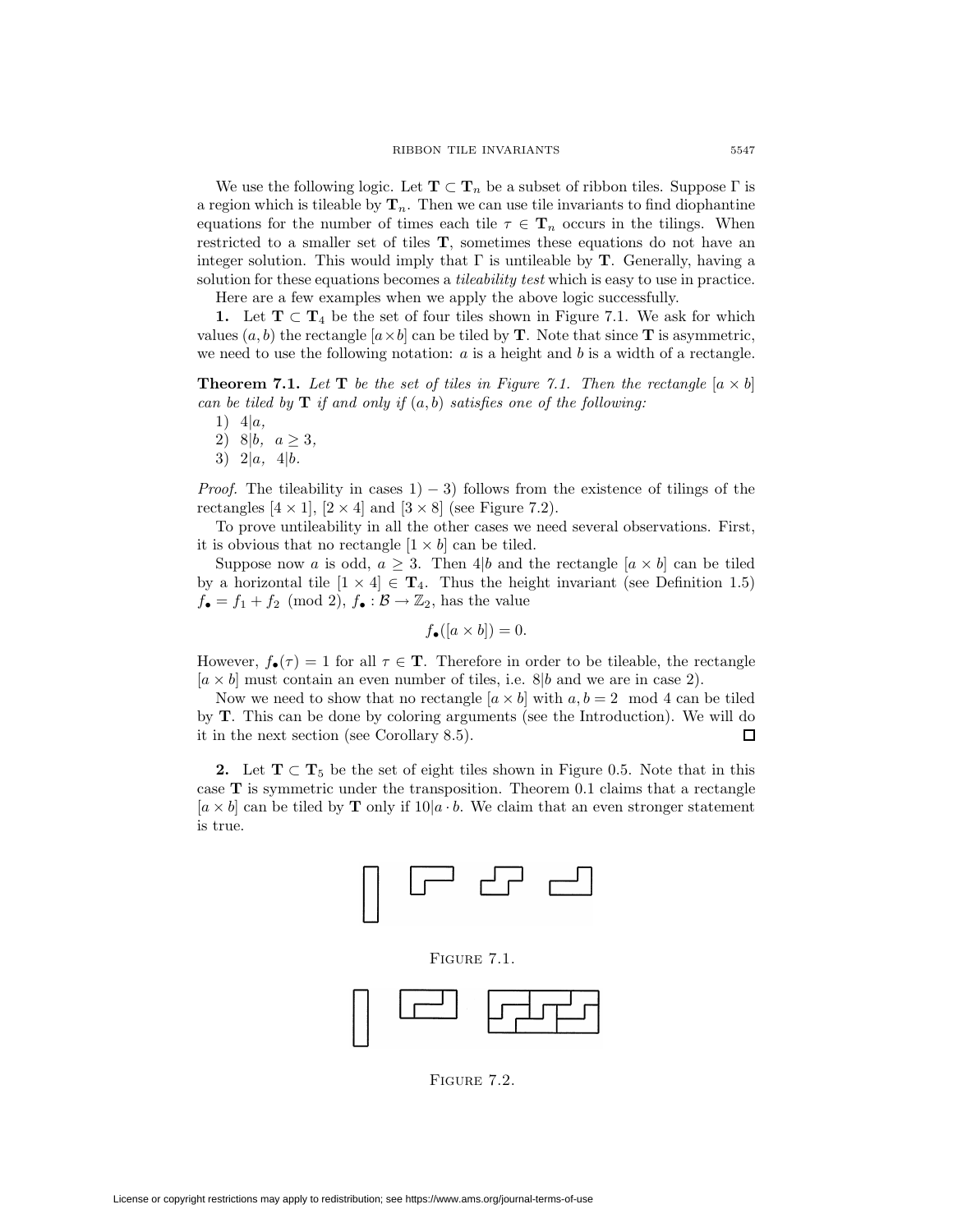We use the following logic. Let $\mathbf{T} \subset \mathbf{T}_n$ be a subset of ribbon tiles. Suppose $\Gamma$ is a region which is tileable by $\mathbf{T}_n$. Then we can use tile invariants to find diophantine equations for the number of times each tile $\tau \in \mathbf{T}_n$ occurs in the tilings. When restricted to a smaller set of tiles $\mathbf{T}$, sometimes these equations do not have an integer solution. This would imply that $\Gamma$ is untileable by $\mathbf{T}$. Generally, having a solution for these equations becomes a *tileability test* which is easy to use in practice.

Here are a few examples when we apply the above logic successfully.

**1.** Let $\mathbf{T} \subset \mathbf{T}_4$ be the set of four tiles shown in Figure 7.1. We ask for which values $(a, b)$ the rectangle $[a \times b]$ can be tiled by $\mathbf{T}$. Note that since $\mathbf{T}$ is asymmetric, we need to use the following notation: $a$ is a height and $b$ is a width of a rectangle.

**Theorem 7.1.** *Let* $\mathbf{T}$ *be the set of tiles in Figure 7.1. Then the rectangle* $[a \times b]$ *can be tiled by* $\mathbf{T}$ *if and only if* $(a, b)$ *satisfies one of the following:*

1) $4|a$,
2) $8|b$, $a \geq 3$,
3) $2|a$, $4|b$.

*Proof.* The tileability in cases 1) $-$ 3) follows from the existence of tilings of the rectangles $[4 \times 1]$, $[2 \times 4]$ and $[3 \times 8]$ (see Figure 7.2).

To prove untileability in all the other cases we need several observations. First, it is obvious that no rectangle $[1 \times b]$ can be tiled.

Suppose now $a$ is odd, $a \geq 3$. Then $4|b$ and the rectangle $[a \times b]$ can be tiled by a horizontal tile $[1 \times 4] \in \mathbf{T}_4$. Thus the height invariant (see Definition 1.5) $f_\bullet = f_1 + f_2 \pmod 2$, $f_\bullet : \mathcal{B} \to \mathbb{Z}_2$, has the value

$$f_\bullet([a \times b]) = 0.$$

However, $f_\bullet(\tau) = 1$ for all $\tau \in \mathbf{T}$. Therefore in order to be tileable, the rectangle $[a \times b]$ must contain an even number of tiles, i.e. $8|b$ and we are in case 2).

Now we need to show that no rectangle $[a \times b]$ with $a, b = 2 \mod 4$ can be tiled by $\mathbf{T}$. This can be done by coloring arguments (see the Introduction). We will do it in the next section (see Corollary 8.5). $\square$

**2.** Let $\mathbf{T} \subset \mathbf{T}_5$ be the set of eight tiles shown in Figure 0.5. Note that in this case $\mathbf{T}$ is symmetric under the transposition. Theorem 0.1 claims that a rectangle $[a \times b]$ can be tiled by $\mathbf{T}$ only if $10|a \cdot b$. We claim that an even stronger statement is true.

Figure 7.1.

Figure 7.2.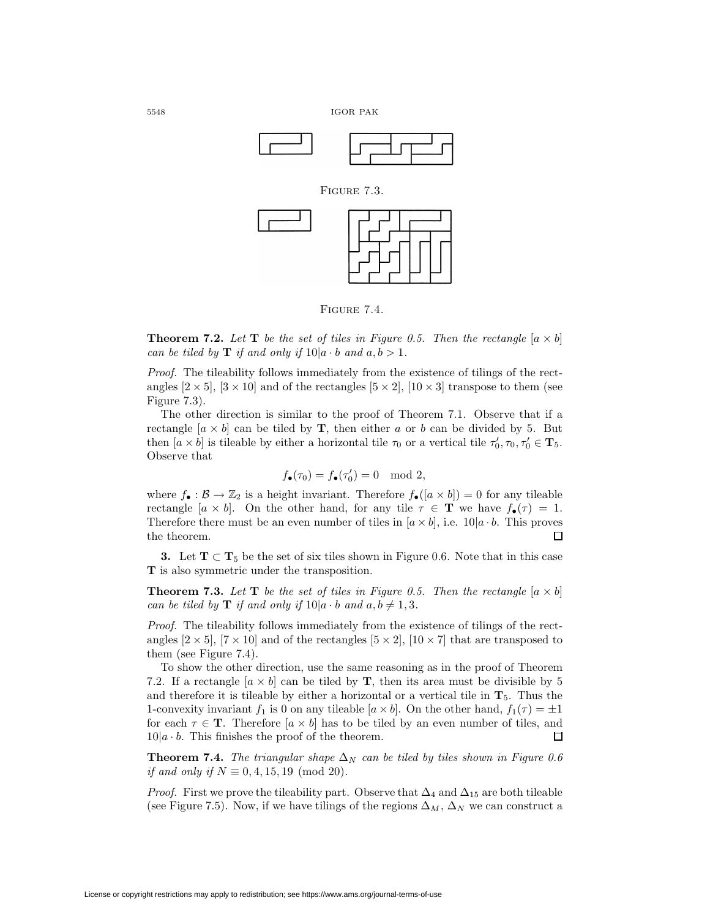FIGURE 7.3.

FIGURE 7.4.

**Theorem 7.2.** *Let* $\mathbf{T}$ *be the set of tiles in Figure 0.5. Then the rectangle* $[a \times b]$ *can be tiled by* $\mathbf{T}$ *if and only if* $10|a \cdot b$ *and* $a, b > 1$.

*Proof.* The tileability follows immediately from the existence of tilings of the rectangles $[2 \times 5]$, $[3 \times 10]$ and of the rectangles $[5 \times 2]$, $[10 \times 3]$ transpose to them (see Figure 7.3).

The other direction is similar to the proof of Theorem 7.1. Observe that if a rectangle $[a \times b]$ can be tiled by $\mathbf{T}$, then either $a$ or $b$ can be divided by 5. But then $[a \times b]$ is tileable by either a horizontal tile $\tau_0$ or a vertical tile $\tau_0'$, $\tau_0, \tau_0' \in \mathbf{T}_5$. Observe that

$$f_\bullet(\tau_0) = f_\bullet(\tau_0') = 0 \mod 2,$$

where $f_\bullet : \mathcal{B} \to \mathbb{Z}_2$ is a height invariant. Therefore $f_\bullet([a \times b]) = 0$ for any tileable rectangle $[a \times b]$. On the other hand, for any tile $\tau \in \mathbf{T}$ we have $f_\bullet(\tau) = 1$. Therefore there must be an even number of tiles in $[a \times b]$, i.e. $10|a \cdot b$. This proves the theorem. $\square$

**3.** Let $\mathbf{T} \subset \mathbf{T}_5$ be the set of six tiles shown in Figure 0.6. Note that in this case $\mathbf{T}$ is also symmetric under the transposition.

**Theorem 7.3.** *Let* $\mathbf{T}$ *be the set of tiles in Figure 0.5. Then the rectangle* $[a \times b]$ *can be tiled by* $\mathbf{T}$ *if and only if* $10|a \cdot b$ *and* $a, b \neq 1, 3$.

*Proof.* The tileability follows immediately from the existence of tilings of the rectangles $[2 \times 5]$, $[7 \times 10]$ and of the rectangles $[5 \times 2]$, $[10 \times 7]$ that are transposed to them (see Figure 7.4).

To show the other direction, use the same reasoning as in the proof of Theorem 7.2. If a rectangle $[a \times b]$ can be tiled by $\mathbf{T}$, then its area must be divisible by 5 and therefore it is tileable by either a horizontal or a vertical tile in $\mathbf{T}_5$. Thus the 1-convexity invariant $f_1$ is 0 on any tileable $[a \times b]$. On the other hand, $f_1(\tau) = \pm 1$ for each $\tau \in \mathbf{T}$. Therefore $[a \times b]$ has to be tiled by an even number of tiles, and $10|a \cdot b$. This finishes the proof of the theorem. $\square$

**Theorem 7.4.** *The triangular shape* $\Delta_N$ *can be tiled by tiles shown in Figure 0.6 if and only if* $N \equiv 0, 4, 15, 19 \pmod{20}$.

*Proof.* First we prove the tileability part. Observe that $\Delta_4$ and $\Delta_{15}$ are both tileable (see Figure 7.5). Now, if we have tilings of the regions $\Delta_M$, $\Delta_N$ we can construct a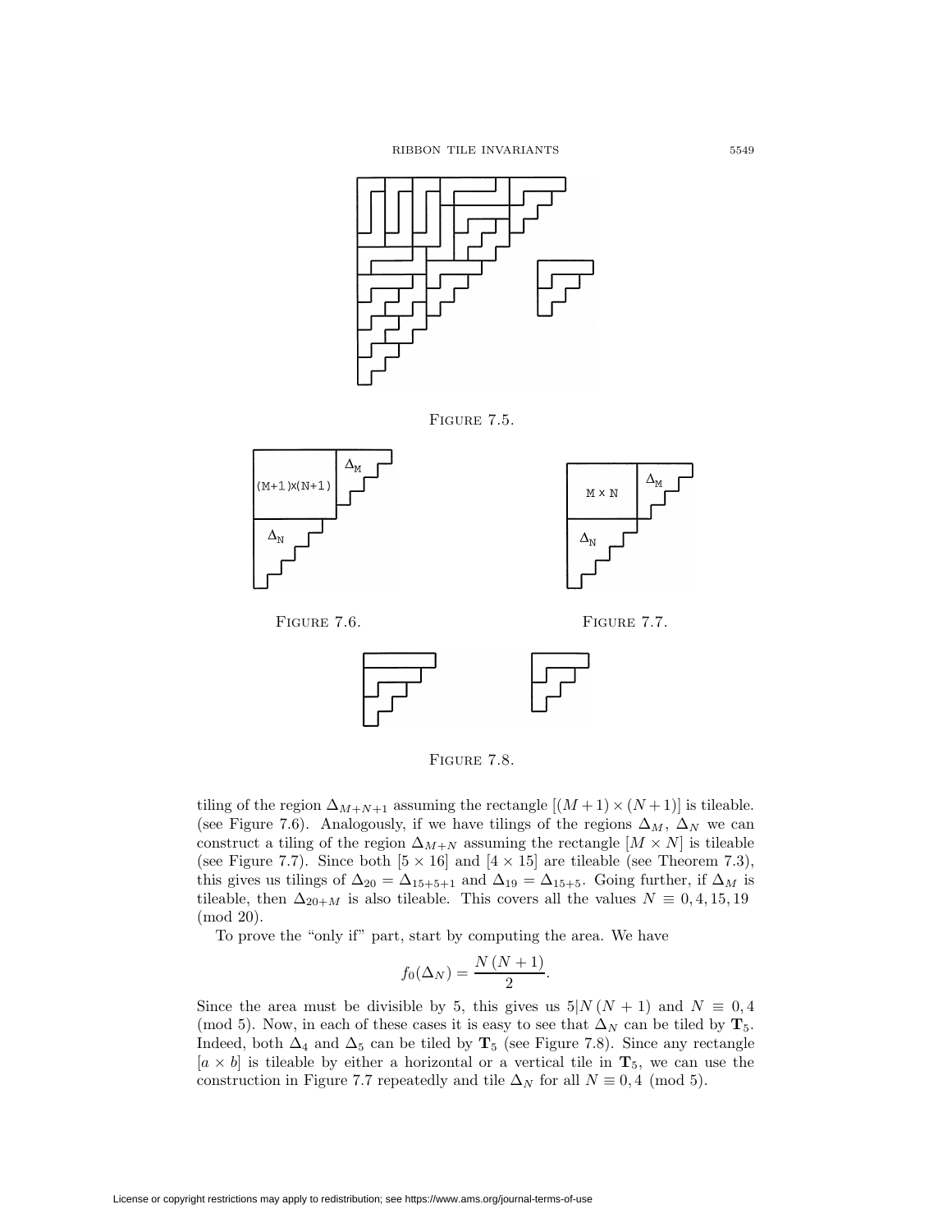FIGURE 7.5.

FIGURE 7.6.

FIGURE 7.7.

FIGURE 7.8.

tiling of the region $\Delta_{M+N+1}$ assuming the rectangle $[(M+1)\times(N+1)]$ is tileable. (see Figure 7.6). Analogously, if we have tilings of the regions $\Delta_M$, $\Delta_N$ we can construct a tiling of the region $\Delta_{M+N}$ assuming the rectangle $[M \times N]$ is tileable (see Figure 7.7). Since both $[5\times 16]$ and $[4 \times 15]$ are tileable (see Theorem 7.3), this gives us tilings of $\Delta_{20} = \Delta_{15+5+1}$ and $\Delta_{19} = \Delta_{15+5}$. Going further, if $\Delta_M$ is tileable, then $\Delta_{20+M}$ is also tileable. This covers all the values $N \equiv 0, 4, 15, 19 \pmod{20}$.

To prove the "only if" part, start by computing the area. We have

$$f_0(\Delta_N) = \frac{N\,(N+1)}{2}.$$

Since the area must be divisible by 5, this gives us $5|N\,(N+1)$ and $N \equiv 0, 4 \pmod 5$. Now, in each of these cases it is easy to see that $\Delta_N$ can be tiled by $\mathbf{T}_5$. Indeed, both $\Delta_4$ and $\Delta_5$ can be tiled by $\mathbf{T}_5$ (see Figure 7.8). Since any rectangle $[a \times b]$ is tileable by either a horizontal or a vertical tile in $\mathbf{T}_5$, we can use the construction in Figure 7.7 repeatedly and tile $\Delta_N$ for all $N \equiv 0, 4 \pmod 5$.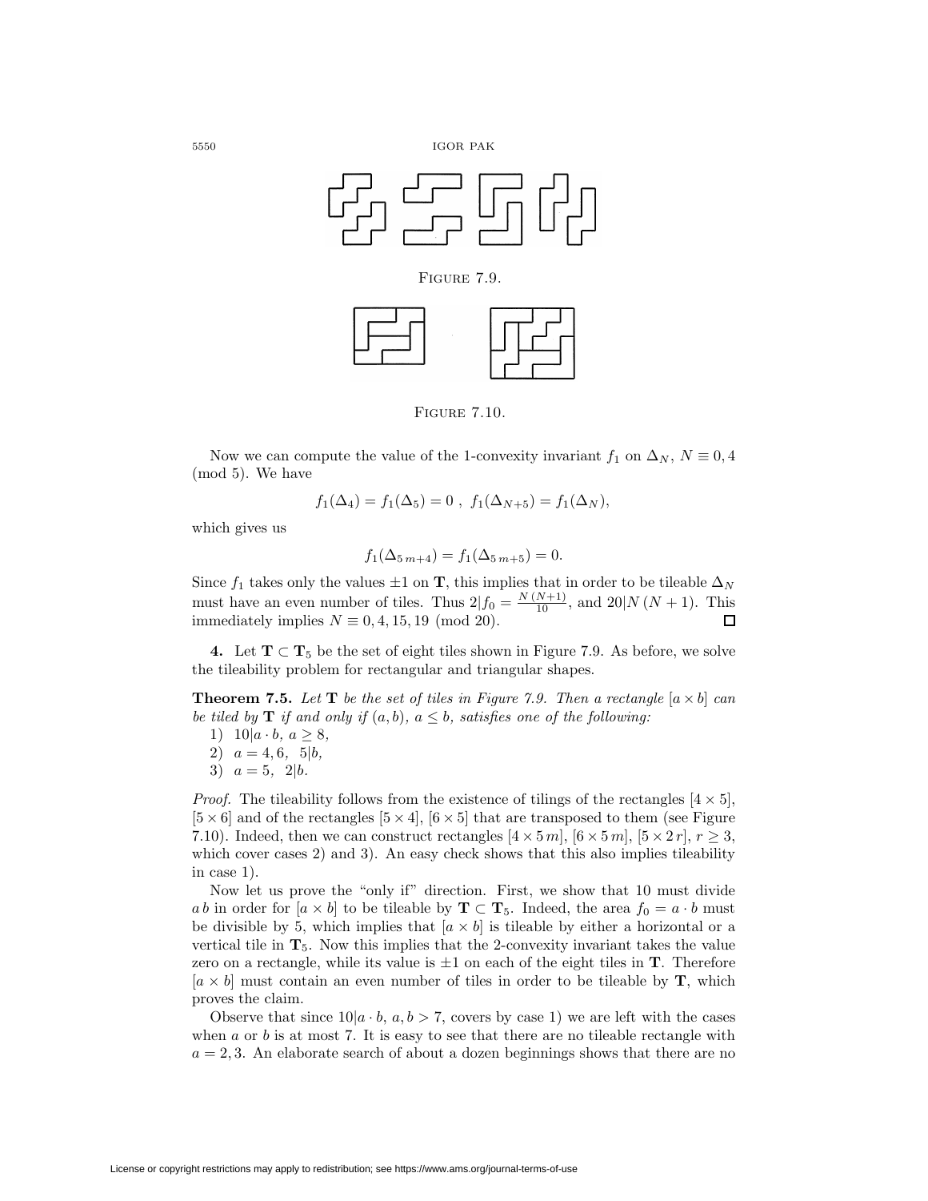FIGURE 7.9.

FIGURE 7.10.

Now we can compute the value of the 1-convexity invariant $f_1$ on $\Delta_N$, $N \equiv 0, 4 \pmod 5$. We have

$$f_1(\Delta_4) = f_1(\Delta_5) = 0 \ , \ f_1(\Delta_{N+5}) = f_1(\Delta_N),$$

which gives us

$$f_1(\Delta_{5\,m+4}) = f_1(\Delta_{5\,m+5}) = 0.$$

Since $f_1$ takes only the values $\pm 1$ on $\mathbf{T}$, this implies that in order to be tileable $\Delta_N$ must have an even number of tiles. Thus $2|f_0 = \frac{N\,(N+1)}{10}$, and $20|N\,(N+1)$. This immediately implies $N \equiv 0, 4, 15, 19 \pmod{20}$. □

**4.** Let $\mathbf{T} \subset \mathbf{T}_5$ be the set of eight tiles shown in Figure 7.9. As before, we solve the tileability problem for rectangular and triangular shapes.

**Theorem 7.5.** *Let* $\mathbf{T}$ *be the set of tiles in Figure 7.9. Then a rectangle* $[a \times b]$ *can be tiled by* $\mathbf{T}$ *if and only if* $(a, b)$*,* $a \leq b$*, satisfies one of the following:*

1) $10|a \cdot b,\ a \geq 8,$
2) $a = 4, 6,\ \ 5|b,$
3) $a = 5,\ \ 2|b.$

*Proof.* The tileability follows from the existence of tilings of the rectangles $[4 \times 5]$, $[5 \times 6]$ and of the rectangles $[5 \times 4]$, $[6 \times 5]$ that are transposed to them (see Figure 7.10). Indeed, then we can construct rectangles $[4 \times 5\,m]$, $[6 \times 5\,m]$, $[5 \times 2\,r]$, $r \geq 3$, which cover cases 2) and 3). An easy check shows that this also implies tileability in case 1).

Now let us prove the "only if" direction. First, we show that 10 must divide $a\,b$ in order for $[a \times b]$ to be tileable by $\mathbf{T} \subset \mathbf{T}_5$. Indeed, the area $f_0 = a \cdot b$ must be divisible by 5, which implies that $[a \times b]$ is tileable by either a horizontal or a vertical tile in $\mathbf{T}_5$. Now this implies that the 2-convexity invariant takes the value zero on a rectangle, while its value is $\pm 1$ on each of the eight tiles in $\mathbf{T}$. Therefore $[a \times b]$ must contain an even number of tiles in order to be tileable by $\mathbf{T}$, which proves the claim.

Observe that since $10|a \cdot b$, $a, b > 7$, covers by case 1) we are left with the cases when $a$ or $b$ is at most 7. It is easy to see that there are no tileable rectangle with $a = 2, 3$. An elaborate search of about a dozen beginnings shows that there are no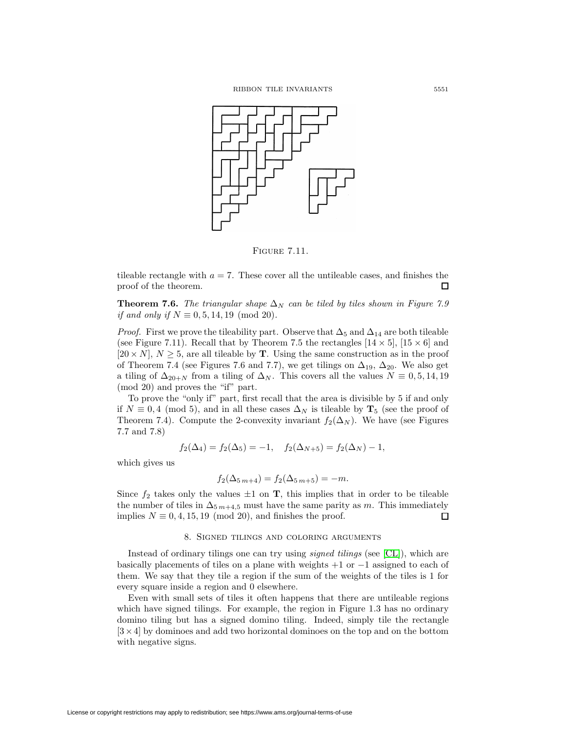Figure 7.11.

tileable rectangle with $a = 7$. These cover all the untileable cases, and finishes the proof of the theorem. $\square$

**Theorem 7.6.** *The triangular shape $\Delta_N$ can be tiled by tiles shown in Figure 7.9 if and only if $N \equiv 0, 5, 14, 19 \pmod{20}$.*

*Proof.* First we prove the tileability part. Observe that $\Delta_5$ and $\Delta_{14}$ are both tileable (see Figure 7.11). Recall that by Theorem 7.5 the rectangles $[14 \times 5]$, $[15 \times 6]$ and $[20 \times N]$, $N \geq 5$, are all tileable by $\mathbf{T}$. Using the same construction as in the proof of Theorem 7.4 (see Figures 7.6 and 7.7), we get tilings on $\Delta_{19}$, $\Delta_{20}$. We also get a tiling of $\Delta_{20+N}$ from a tiling of $\Delta_N$. This covers all the values $N \equiv 0, 5, 14, 19 \pmod{20}$ and proves the "if" part.

To prove the "only if" part, first recall that the area is divisible by 5 if and only if $N \equiv 0, 4 \pmod 5$, and in all these cases $\Delta_N$ is tileable by $\mathbf{T}_5$ (see the proof of Theorem 7.4). Compute the 2-convexity invariant $f_2(\Delta_N)$. We have (see Figures 7.7 and 7.8)

$$f_2(\Delta_4) = f_2(\Delta_5) = -1, \quad f_2(\Delta_{N+5}) = f_2(\Delta_N) - 1,$$

which gives us

$$f_2(\Delta_{5\,m+4}) = f_2(\Delta_{5\,m+5}) = -m.$$

Since $f_2$ takes only the values $\pm 1$ on $\mathbf{T}$, this implies that in order to be tileable the number of tiles in $\Delta_{5\,m+4,5}$ must have the same parity as $m$. This immediately implies $N \equiv 0, 4, 15, 19 \pmod{20}$, and finishes the proof. $\square$

## 8. Signed tilings and coloring arguments

Instead of ordinary tilings one can try using *signed tilings* (see [CL]), which are basically placements of tiles on a plane with weights $+1$ or $-1$ assigned to each of them. We say that they tile a region if the sum of the weights of the tiles is 1 for every square inside a region and 0 elsewhere.

Even with small sets of tiles it often happens that there are untileable regions which have signed tilings. For example, the region in Figure 1.3 has no ordinary domino tiling but has a signed domino tiling. Indeed, simply tile the rectangle $[3 \times 4]$ by dominoes and add two horizontal dominoes on the top and on the bottom with negative signs.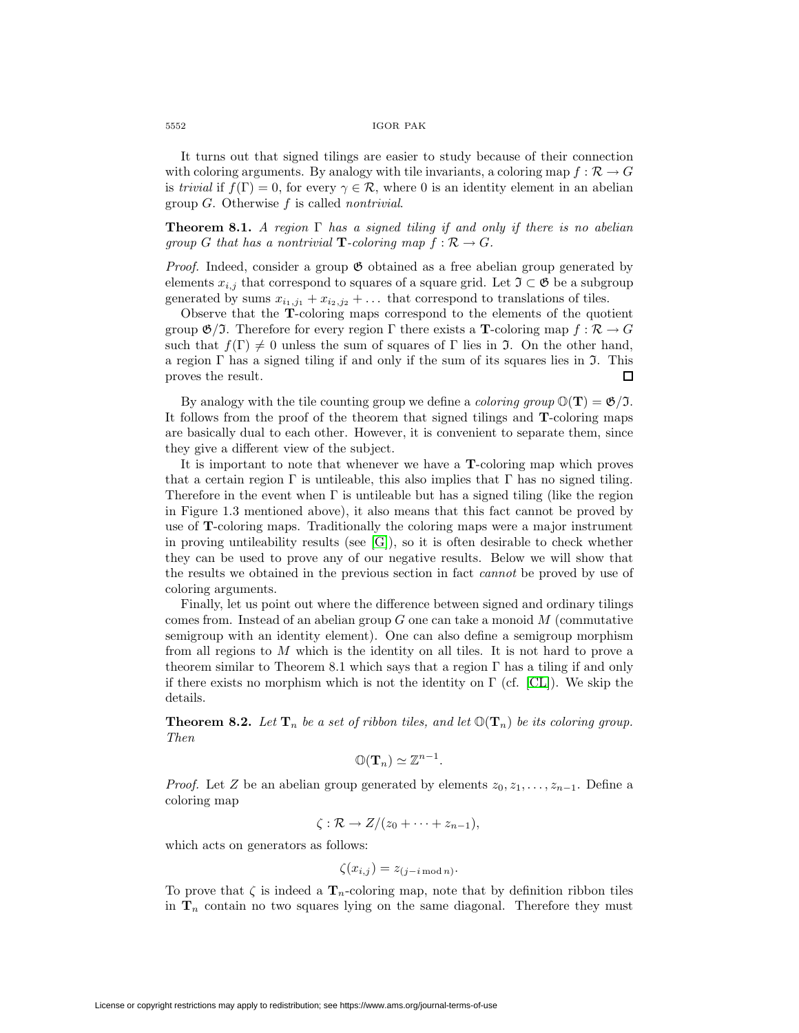It turns out that signed tilings are easier to study because of their connection with coloring arguments. By analogy with tile invariants, a coloring map $f : \mathcal{R} \to G$ is *trivial* if $f(\Gamma) = 0$, for every $\gamma \in \mathcal{R}$, where 0 is an identity element in an abelian group $G$. Otherwise $f$ is called *nontrivial*.

**Theorem 8.1.** *A region* $\Gamma$ *has a signed tiling if and only if there is no abelian group* $G$ *that has a nontrivial* $\mathbf{T}$*-coloring map* $f : \mathcal{R} \to G$.

*Proof.* Indeed, consider a group $\mathfrak{G}$ obtained as a free abelian group generated by elements $x_{i,j}$ that correspond to squares of a square grid. Let $\mathfrak{I} \subset \mathfrak{G}$ be a subgroup generated by sums $x_{i_1,j_1} + x_{i_2,j_2} + \dots$ that correspond to translations of tiles.

Observe that the $\mathbf{T}$-coloring maps correspond to the elements of the quotient group $\mathfrak{G}/\mathfrak{I}$. Therefore for every region $\Gamma$ there exists a $\mathbf{T}$-coloring map $f : \mathcal{R} \to G$ such that $f(\Gamma) \neq 0$ unless the sum of squares of $\Gamma$ lies in $\mathfrak{I}$. On the other hand, a region $\Gamma$ has a signed tiling if and only if the sum of its squares lies in $\mathfrak{I}$. This proves the result. □

By analogy with the tile counting group we define a *coloring group* $\mathbb{O}(\mathbf{T}) = \mathfrak{G}/\mathfrak{I}$. It follows from the proof of the theorem that signed tilings and $\mathbf{T}$-coloring maps are basically dual to each other. However, it is convenient to separate them, since they give a different view of the subject.

It is important to note that whenever we have a $\mathbf{T}$-coloring map which proves that a certain region $\Gamma$ is untileable, this also implies that $\Gamma$ has no signed tiling. Therefore in the event when $\Gamma$ is untileable but has a signed tiling (like the region in Figure 1.3 mentioned above), it also means that this fact cannot be proved by use of $\mathbf{T}$-coloring maps. Traditionally the coloring maps were a major instrument in proving untileability results (see [G]), so it is often desirable to check whether they can be used to prove any of our negative results. Below we will show that the results we obtained in the previous section in fact *cannot* be proved by use of coloring arguments.

Finally, let us point out where the difference between signed and ordinary tilings comes from. Instead of an abelian group $G$ one can take a monoid $M$ (commutative semigroup with an identity element). One can also define a semigroup morphism from all regions to $M$ which is the identity on all tiles. It is not hard to prove a theorem similar to Theorem 8.1 which says that a region $\Gamma$ has a tiling if and only if there exists no morphism which is not the identity on $\Gamma$ (cf. [CL]). We skip the details.

**Theorem 8.2.** *Let* $\mathbf{T}_n$ *be a set of ribbon tiles, and let* $\mathbb{O}(\mathbf{T}_n)$ *be its coloring group. Then*

$$\mathbb{O}(\mathbf{T}_n) \simeq \mathbb{Z}^{n-1}.$$

*Proof.* Let $Z$ be an abelian group generated by elements $z_0, z_1, \dots, z_{n-1}$. Define a coloring map

$$\zeta : \mathcal{R} \to Z/(z_0 + \dots + z_{n-1}),$$

which acts on generators as follows:

$$\zeta(x_{i,j}) = z_{(j-i \bmod n)}.$$

To prove that $\zeta$ is indeed a $\mathbf{T}_n$-coloring map, note that by definition ribbon tiles in $\mathbf{T}_n$ contain no two squares lying on the same diagonal. Therefore they must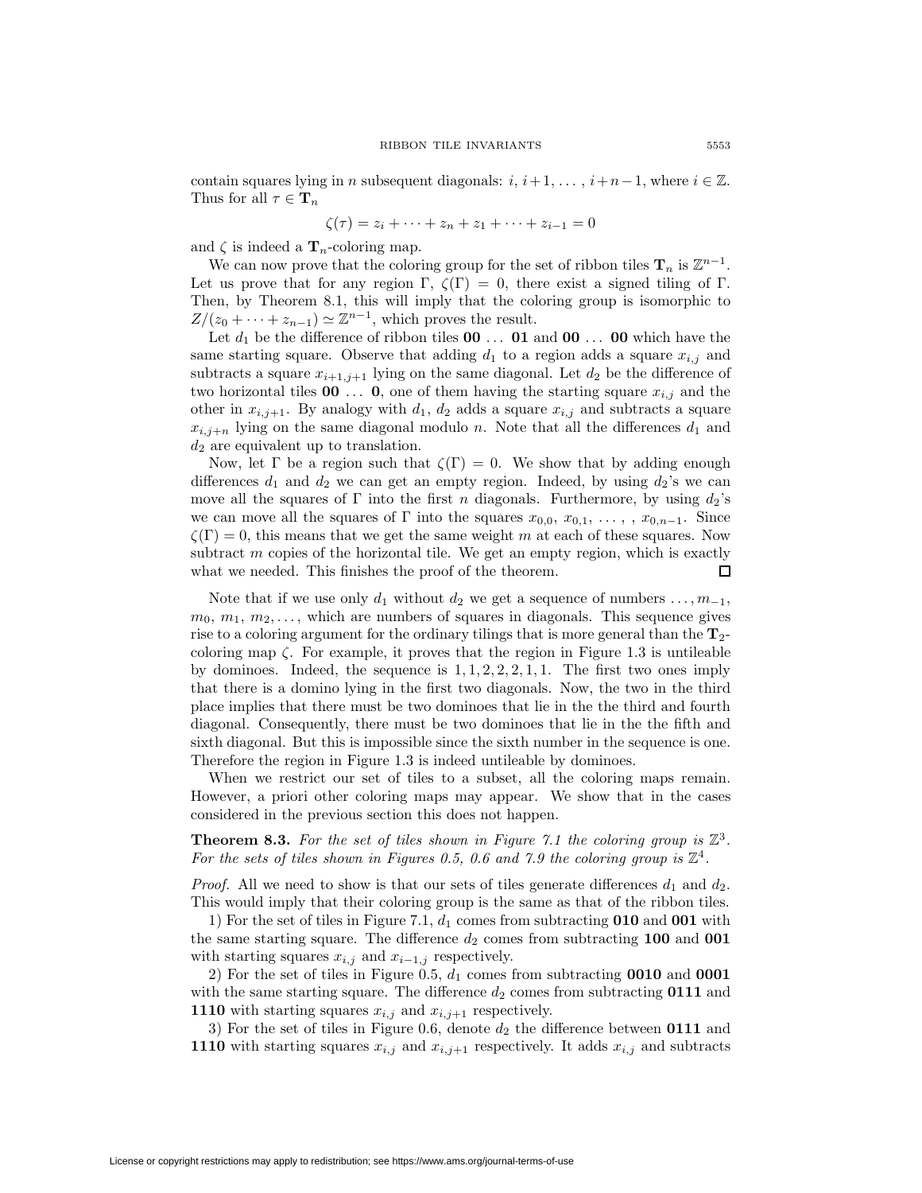contain squares lying in $n$ subsequent diagonals: $i, i+1, \dots, i+n-1$, where $i \in \mathbb{Z}$. Thus for all $\tau \in \mathbf{T}_n$

$$\zeta(\tau) = z_i + \cdots + z_n + z_1 + \cdots + z_{i-1} = 0$$

and $\zeta$ is indeed a $\mathbf{T}_n$-coloring map.

We can now prove that the coloring group for the set of ribbon tiles $\mathbf{T}_n$ is $\mathbb{Z}^{n-1}$. Let us prove that for any region $\Gamma$, $\zeta(\Gamma) = 0$, there exist a signed tiling of $\Gamma$. Then, by Theorem 8.1, this will imply that the coloring group is isomorphic to $Z/(z_0 + \cdots + z_{n-1}) \simeq \mathbb{Z}^{n-1}$, which proves the result.

Let $d_1$ be the difference of ribbon tiles **00** ... **01** and **00** ... **00** which have the same starting square. Observe that adding $d_1$ to a region adds a square $x_{i,j}$ and subtracts a square $x_{i+1,j+1}$ lying on the same diagonal. Let $d_2$ be the difference of two horizontal tiles **00** ... **0**, one of them having the starting square $x_{i,j}$ and the other in $x_{i,j+1}$. By analogy with $d_1$, $d_2$ adds a square $x_{i,j}$ and subtracts a square $x_{i,j+n}$ lying on the same diagonal modulo $n$. Note that all the differences $d_1$ and $d_2$ are equivalent up to translation.

Now, let $\Gamma$ be a region such that $\zeta(\Gamma) = 0$. We show that by adding enough differences $d_1$ and $d_2$ we can get an empty region. Indeed, by using $d_2$'s we can move all the squares of $\Gamma$ into the first $n$ diagonals. Furthermore, by using $d_2$'s we can move all the squares of $\Gamma$ into the squares $x_{0,0}, x_{0,1}, \dots, , x_{0,n-1}$. Since $\zeta(\Gamma) = 0$, this means that we get the same weight $m$ at each of these squares. Now subtract $m$ copies of the horizontal tile. We get an empty region, which is exactly what we needed. This finishes the proof of the theorem. □

Note that if we use only $d_1$ without $d_2$ we get a sequence of numbers $\dots, m_{-1}, m_0, m_1, m_2, \dots$, which are numbers of squares in diagonals. This sequence gives rise to a coloring argument for the ordinary tilings that is more general than the $\mathbf{T}_2$-coloring map $\zeta$. For example, it proves that the region in Figure 1.3 is untileable by dominoes. Indeed, the sequence is $1, 1, 2, 2, 2, 1, 1$. The first two ones imply that there is a domino lying in the first two diagonals. Now, the two in the third place implies that there must be two dominoes that lie in the the third and fourth diagonal. Consequently, there must be two dominoes that lie in the the fifth and sixth diagonal. But this is impossible since the sixth number in the sequence is one. Therefore the region in Figure 1.3 is indeed untileable by dominoes.

When we restrict our set of tiles to a subset, all the coloring maps remain. However, a priori other coloring maps may appear. We show that in the cases considered in the previous section this does not happen.

**Theorem 8.3.** *For the set of tiles shown in Figure 7.1 the coloring group is $\mathbb{Z}^3$. For the sets of tiles shown in Figures 0.5, 0.6 and 7.9 the coloring group is $\mathbb{Z}^4$.*

*Proof.* All we need to show is that our sets of tiles generate differences $d_1$ and $d_2$. This would imply that their coloring group is the same as that of the ribbon tiles.

1) For the set of tiles in Figure 7.1, $d_1$ comes from subtracting **010** and **001** with the same starting square. The difference $d_2$ comes from subtracting **100** and **001** with starting squares $x_{i,j}$ and $x_{i-1,j}$ respectively.

2) For the set of tiles in Figure 0.5, $d_1$ comes from subtracting **0010** and **0001** with the same starting square. The difference $d_2$ comes from subtracting **0111** and **1110** with starting squares $x_{i,j}$ and $x_{i,j+1}$ respectively.

3) For the set of tiles in Figure 0.6, denote $d_2$ the difference between **0111** and **1110** with starting squares $x_{i,j}$ and $x_{i,j+1}$ respectively. It adds $x_{i,j}$ and subtracts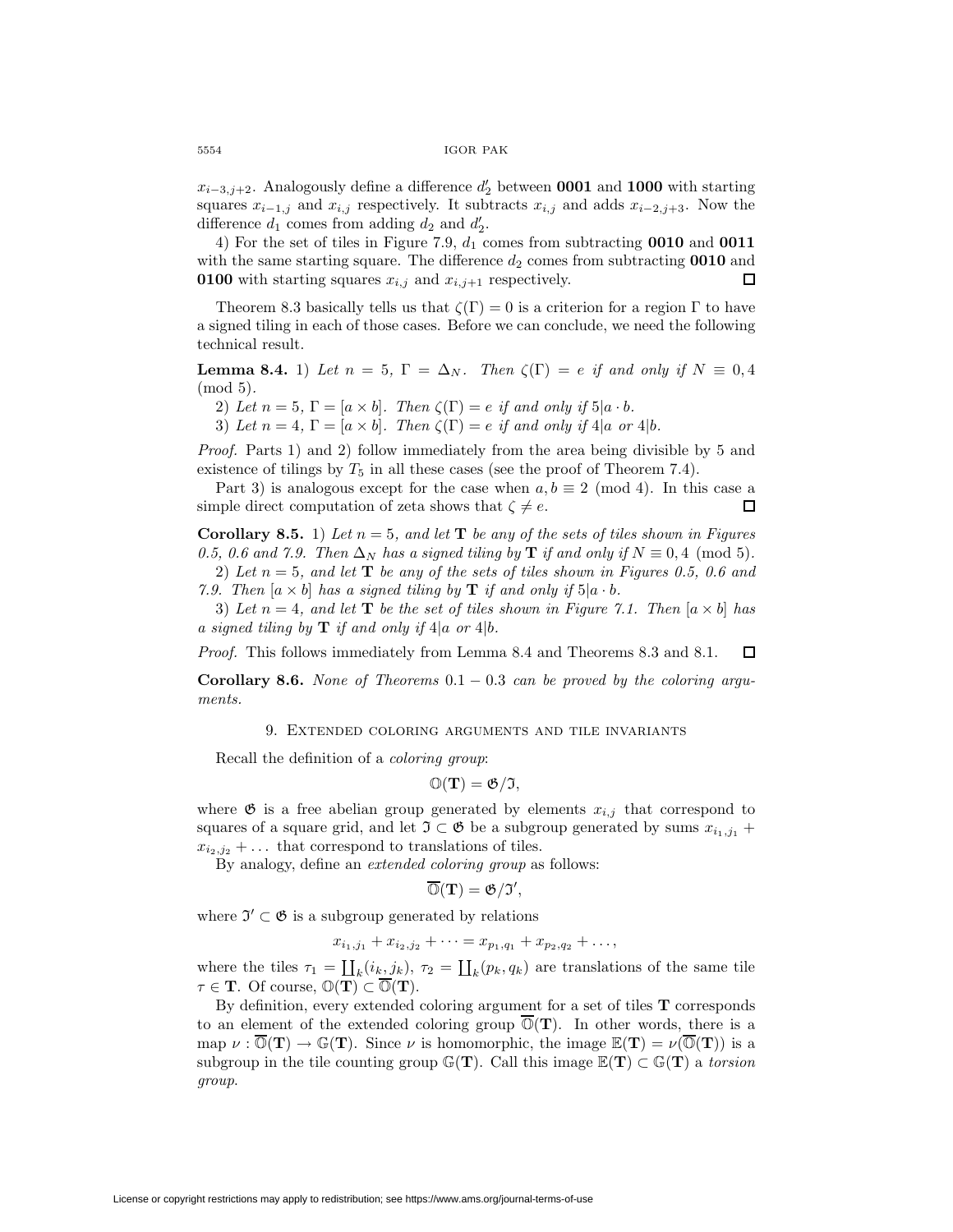$x_{i-3,j+2}$. Analogously define a difference $d_2'$ between **0001** and **1000** with starting squares $x_{i-1,j}$ and $x_{i,j}$ respectively. It subtracts $x_{i,j}$ and adds $x_{i-2,j+3}$. Now the difference $d_1$ comes from adding $d_2$ and $d_2'$.

4) For the set of tiles in Figure 7.9, $d_1$ comes from subtracting **0010** and **0011** with the same starting square. The difference $d_2$ comes from subtracting **0010** and **0100** with starting squares $x_{i,j}$ and $x_{i,j+1}$ respectively. $\square$

Theorem 8.3 basically tells us that $\zeta(\Gamma) = 0$ is a criterion for a region $\Gamma$ to have a signed tiling in each of those cases. Before we can conclude, we need the following technical result.

**Lemma 8.4.** *1) Let $n = 5$, $\Gamma = \Delta_N$. Then $\zeta(\Gamma) = e$ if and only if $N \equiv 0, 4 \pmod 5$.*

*2) Let $n = 5$, $\Gamma = [a \times b]$. Then $\zeta(\Gamma) = e$ if and only if $5 | a \cdot b$.*

*3) Let $n = 4$, $\Gamma = [a \times b]$. Then $\zeta(\Gamma) = e$ if and only if $4|a$ or $4|b$.*

*Proof.* Parts 1) and 2) follow immediately from the area being divisible by 5 and existence of tilings by $T_5$ in all these cases (see the proof of Theorem 7.4).

Part 3) is analogous except for the case when $a, b \equiv 2 \pmod 4$. In this case a simple direct computation of zeta shows that $\zeta \neq e$. $\square$

**Corollary 8.5.** *1) Let $n = 5$, and let $\mathbf{T}$ be any of the sets of tiles shown in Figures 0.5, 0.6 and 7.9. Then $\Delta_N$ has a signed tiling by $\mathbf{T}$ if and only if $N \equiv 0, 4 \pmod 5$.*

*2) Let $n = 5$, and let $\mathbf{T}$ be any of the sets of tiles shown in Figures 0.5, 0.6 and 7.9. Then $[a \times b]$ has a signed tiling by $\mathbf{T}$ if and only if $5|a \cdot b$.*

*3) Let $n = 4$, and let $\mathbf{T}$ be the set of tiles shown in Figure 7.1. Then $[a \times b]$ has a signed tiling by $\mathbf{T}$ if and only if $4|a$ or $4|b$.*

*Proof.* This follows immediately from Lemma 8.4 and Theorems 8.3 and 8.1. $\square$

**Corollary 8.6.** *None of Theorems 0.1 − 0.3 can be proved by the coloring arguments.*

## 9. Extended coloring arguments and tile invariants

Recall the definition of a *coloring group*:

$$\mathbb{O}(\mathbf{T}) = \mathfrak{G}/\mathfrak{I},$$

where $\mathfrak{G}$ is a free abelian group generated by elements $x_{i,j}$ that correspond to squares of a square grid, and let $\mathfrak{I} \subset \mathfrak{G}$ be a subgroup generated by sums $x_{i_1,j_1} + x_{i_2,j_2} + \dots$ that correspond to translations of tiles.

By analogy, define an *extended coloring group* as follows:

$$\overline{\mathbb{O}}(\mathbf{T}) = \mathfrak{G}/\mathfrak{I}',$$

where $\mathfrak{I}' \subset \mathfrak{G}$ is a subgroup generated by relations

$$x_{i_1,j_1} + x_{i_2,j_2} + \dots = x_{p_1,q_1} + x_{p_2,q_2} + \dots,$$

where the tiles $\tau_1 = \coprod_k (i_k, j_k)$, $\tau_2 = \coprod_k (p_k, q_k)$ are translations of the same tile $\tau \in \mathbf{T}$. Of course, $\mathbb{O}(\mathbf{T}) \subset \overline{\mathbb{O}}(\mathbf{T})$.

By definition, every extended coloring argument for a set of tiles $\mathbf{T}$ corresponds to an element of the extended coloring group $\overline{\mathbb{O}}(\mathbf{T})$. In other words, there is a map $\nu : \overline{\mathbb{O}}(\mathbf{T}) \to \mathbb{G}(\mathbf{T})$. Since $\nu$ is homomorphic, the image $\mathbb{E}(\mathbf{T}) = \nu(\overline{\mathbb{O}}(\mathbf{T}))$ is a subgroup in the tile counting group $\mathbb{G}(\mathbf{T})$. Call this image $\mathbb{E}(\mathbf{T}) \subset \mathbb{G}(\mathbf{T})$ a *torsion group*.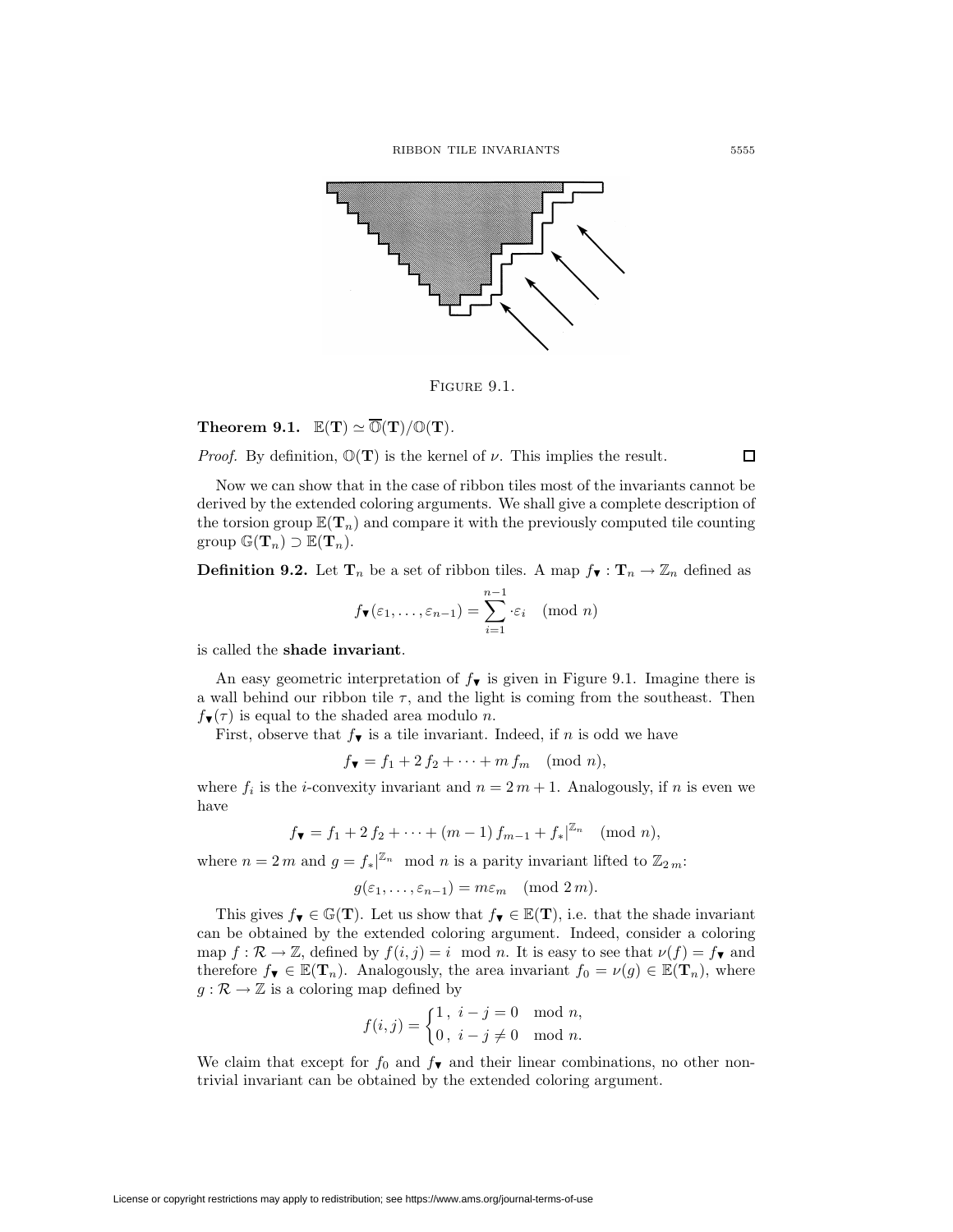FIGURE 9.1.

**Theorem 9.1.** $\mathbb{E}(\mathbf{T}) \simeq \overline{\mathbb{O}}(\mathbf{T})/\mathbb{O}(\mathbf{T})$.

*Proof.* By definition, $\mathbb{O}(\mathbf{T})$ is the kernel of $\nu$. This implies the result. $\square$

Now we can show that in the case of ribbon tiles most of the invariants cannot be derived by the extended coloring arguments. We shall give a complete description of the torsion group $\mathbb{E}(\mathbf{T}_n)$ and compare it with the previously computed tile counting group $\mathbb{G}(\mathbf{T}_n) \supset \mathbb{E}(\mathbf{T}_n)$.

**Definition 9.2.** Let $\mathbf{T}_n$ be a set of ribbon tiles. A map $f_\blacktriangledown : \mathbf{T}_n \to \mathbb{Z}_n$ defined as

$$f_\blacktriangledown(\varepsilon_1, \dots, \varepsilon_{n-1}) = \sum_{i=1}^{n-1} \cdot\varepsilon_i \pmod{n}$$

is called the **shade invariant**.

An easy geometric interpretation of $f_\blacktriangledown$ is given in Figure 9.1. Imagine there is a wall behind our ribbon tile $\tau$, and the light is coming from the southeast. Then $f_\blacktriangledown(\tau)$ is equal to the shaded area modulo $n$.

First, observe that $f_\blacktriangledown$ is a tile invariant. Indeed, if $n$ is odd we have

$$f_\blacktriangledown = f_1 + 2\, f_2 + \dots + m\, f_m \pmod{n},$$

where $f_i$ is the $i$-convexity invariant and $n = 2\,m + 1$. Analogously, if $n$ is even we have

$$f_\blacktriangledown = f_1 + 2\, f_2 + \dots + (m-1)\, f_{m-1} + f_*|^{\mathbb{Z}_n} \pmod{n},$$

where $n = 2\,m$ and $g = f_*|^{\mathbb{Z}_n} \mod n$ is a parity invariant lifted to $\mathbb{Z}_{2\,m}$:

$$g(\varepsilon_1, \dots, \varepsilon_{n-1}) = m\varepsilon_m \pmod{2\,m}.$$

This gives $f_\blacktriangledown \in \mathbb{G}(\mathbf{T})$. Let us show that $f_\blacktriangledown \in \mathbb{E}(\mathbf{T})$, i.e. that the shade invariant can be obtained by the extended coloring argument. Indeed, consider a coloring map $f : \mathcal{R} \to \mathbb{Z}$, defined by $f(i,j) = i \mod n$. It is easy to see that $\nu(f) = f_\blacktriangledown$ and therefore $f_\blacktriangledown \in \mathbb{E}(\mathbf{T}_n)$. Analogously, the area invariant $f_0 = \nu(g) \in \mathbb{E}(\mathbf{T}_n)$, where $g : \mathcal{R} \to \mathbb{Z}$ is a coloring map defined by

$$f(i,j) = \begin{cases} 1\,, & i - j = 0 \mod n, \\ 0\,, & i - j \neq 0 \mod n. \end{cases}$$

We claim that except for $f_0$ and $f_\blacktriangledown$ and their linear combinations, no other nontrivial invariant can be obtained by the extended coloring argument.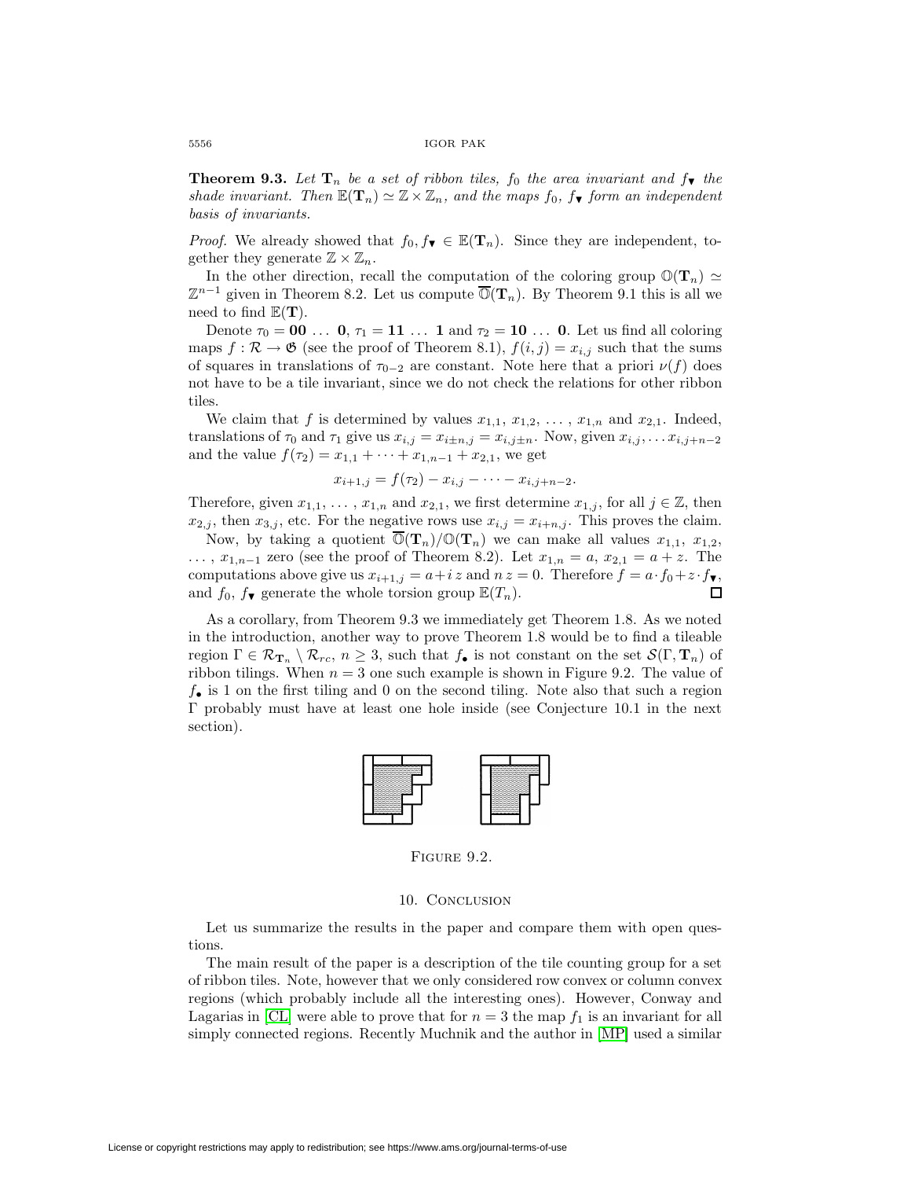**Theorem 9.3.** *Let $\mathbf{T}_n$ be a set of ribbon tiles, $f_0$ the area invariant and $f_\blacktriangledown$ the shade invariant. Then $\mathbb{E}(\mathbf{T}_n) \simeq \mathbb{Z} \times \mathbb{Z}_n$, and the maps $f_0$, $f_\blacktriangledown$ form an independent basis of invariants.*

*Proof.* We already showed that $f_0, f_\blacktriangledown \in \mathbb{E}(\mathbf{T}_n)$. Since they are independent, together they generate $\mathbb{Z} \times \mathbb{Z}_n$.

In the other direction, recall the computation of the coloring group $\mathbb{O}(\mathbf{T}_n) \simeq \mathbb{Z}^{n-1}$ given in Theorem 8.2. Let us compute $\overline{\mathbb{O}}(\mathbf{T}_n)$. By Theorem 9.1 this is all we need to find $\mathbb{E}(\mathbf{T})$.

Denote $\tau_0 = \mathbf{00} \ldots \mathbf{0}$, $\tau_1 = \mathbf{11} \ldots \mathbf{1}$ and $\tau_2 = \mathbf{10} \ldots \mathbf{0}$. Let us find all coloring maps $f : \mathcal{R} \to \mathfrak{G}$ (see the proof of Theorem 8.1), $f(i,j) = x_{i,j}$ such that the sums of squares in translations of $\tau_{0-2}$ are constant. Note here that a priori $\nu(f)$ does not have to be a tile invariant, since we do not check the relations for other ribbon tiles.

We claim that $f$ is determined by values $x_{1,1}, x_{1,2}, \ldots, x_{1,n}$ and $x_{2,1}$. Indeed, translations of $\tau_0$ and $\tau_1$ give us $x_{i,j} = x_{i \pm n, j} = x_{i, j \pm n}$. Now, given $x_{i,j}, \ldots x_{i,j+n-2}$ and the value $f(\tau_2) = x_{1,1} + \cdots + x_{1,n-1} + x_{2,1}$, we get

$$x_{i+1,j} = f(\tau_2) - x_{i,j} - \cdots - x_{i,j+n-2}.$$

Therefore, given $x_{1,1}, \ldots, x_{1,n}$ and $x_{2,1}$, we first determine $x_{1,j}$, for all $j \in \mathbb{Z}$, then $x_{2,j}$, then $x_{3,j}$, etc. For the negative rows use $x_{i,j} = x_{i+n,j}$. This proves the claim.

Now, by taking a quotient $\overline{\mathbb{O}}(\mathbf{T}_n)/\mathbb{O}(\mathbf{T}_n)$ we can make all values $x_{1,1}$, $x_{1,2}$, $\ldots$, $x_{1,n-1}$ zero (see the proof of Theorem 8.2). Let $x_{1,n} = a$, $x_{2,1} = a + z$. The computations above give us $x_{i+1,j} = a + i\,z$ and $n\,z = 0$. Therefore $f = a \cdot f_0 + z \cdot f_\blacktriangledown$, and $f_0$, $f_\blacktriangledown$ generate the whole torsion group $\mathbb{E}(T_n)$. ∎

As a corollary, from Theorem 9.3 we immediately get Theorem 1.8. As we noted in the introduction, another way to prove Theorem 1.8 would be to find a tileable region $\Gamma \in \mathcal{R}_{\mathbf{T}_n} \setminus \mathcal{R}_{rc}$, $n \geq 3$, such that $f_\bullet$ is not constant on the set $\mathcal{S}(\Gamma, \mathbf{T}_n)$ of ribbon tilings. When $n = 3$ one such example is shown in Figure 9.2. The value of $f_\bullet$ is 1 on the first tiling and 0 on the second tiling. Note also that such a region $\Gamma$ probably must have at least one hole inside (see Conjecture 10.1 in the next section).

Figure 9.2.

## 10. Conclusion

Let us summarize the results in the paper and compare them with open questions.

The main result of the paper is a description of the tile counting group for a set of ribbon tiles. Note, however that we only considered row convex or column convex regions (which probably include all the interesting ones). However, Conway and Lagarias in [CL] were able to prove that for $n = 3$ the map $f_1$ is an invariant for all simply connected regions. Recently Muchnik and the author in [MP] used a similar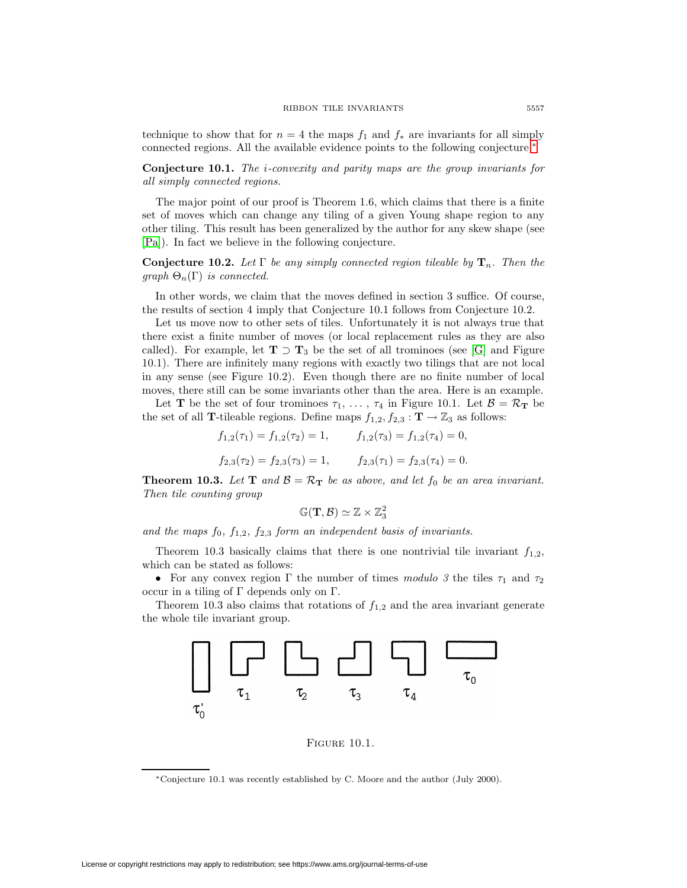technique to show that for $n = 4$ the maps $f_1$ and $f_*$ are invariants for all simply connected regions. All the available evidence points to the following conjecture.*

**Conjecture 10.1.** *The i-convexity and parity maps are the group invariants for all simply connected regions.*

The major point of our proof is Theorem 1.6, which claims that there is a finite set of moves which can change any tiling of a given Young shape region to any other tiling. This result has been generalized by the author for any skew shape (see [Pa]). In fact we believe in the following conjecture.

**Conjecture 10.2.** *Let $\Gamma$ be any simply connected region tileable by $\mathbf{T}_n$. Then the graph $\Theta_n(\Gamma)$ is connected.*

In other words, we claim that the moves defined in section 3 suffice. Of course, the results of section 4 imply that Conjecture 10.1 follows from Conjecture 10.2.

Let us move now to other sets of tiles. Unfortunately it is not always true that there exist a finite number of moves (or local replacement rules as they are also called). For example, let $\mathbf{T} \supset \mathbf{T}_3$ be the set of all trominoes (see [G] and Figure 10.1). There are infinitely many regions with exactly two tilings that are not local in any sense (see Figure 10.2). Even though there are no finite number of local moves, there still can be some invariants other than the area. Here is an example.

Let $\mathbf{T}$ be the set of four trominoes $\tau_1, \ldots, \tau_4$ in Figure 10.1. Let $\mathcal{B} = \mathcal{R}_{\mathbf{T}}$ be the set of all $\mathbf{T}$-tileable regions. Define maps $f_{1,2}, f_{2,3} : \mathbf{T} \to \mathbb{Z}_3$ as follows:

$$f_{1,2}(\tau_1) = f_{1,2}(\tau_2) = 1, \qquad f_{1,2}(\tau_3) = f_{1,2}(\tau_4) = 0,$$

$$f_{2,3}(\tau_2) = f_{2,3}(\tau_3) = 1, \qquad f_{2,3}(\tau_1) = f_{2,3}(\tau_4) = 0.$$

**Theorem 10.3.** *Let $\mathbf{T}$ and $\mathcal{B} = \mathcal{R}_{\mathbf{T}}$ be as above, and let $f_0$ be an area invariant. Then tile counting group*

$$\mathbb{G}(\mathbf{T}, \mathcal{B}) \simeq \mathbb{Z} \times \mathbb{Z}_3^2$$

*and the maps $f_0$, $f_{1,2}$, $f_{2,3}$ form an independent basis of invariants.*

Theorem 10.3 basically claims that there is one nontrivial tile invariant $f_{1,2}$, which can be stated as follows:

- For any convex region $\Gamma$ the number of times *modulo 3* the tiles $\tau_1$ and $\tau_2$ occur in a tiling of $\Gamma$ depends only on $\Gamma$.

Theorem 10.3 also claims that rotations of $f_{1,2}$ and the area invariant generate the whole tile invariant group.

Figure 10.1.

*Conjecture 10.1 was recently established by C. Moore and the author (July 2000).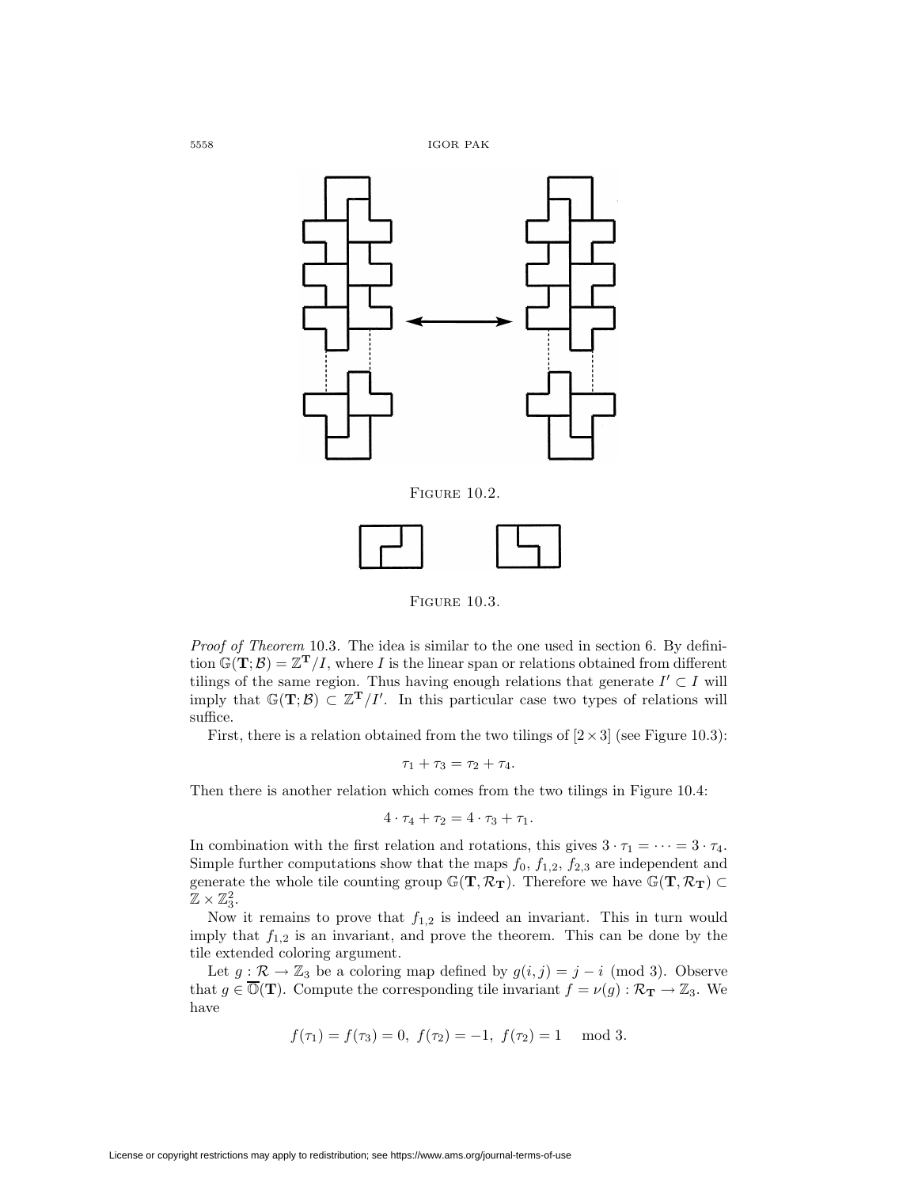Figure 10.2.

Figure 10.3.

*Proof of Theorem* 10.3. The idea is similar to the one used in section 6. By definition $\mathbb{G}(\mathbf{T};\mathcal{B}) = \mathbb{Z}^{\mathbf{T}}/I$, where $I$ is the linear span or relations obtained from different tilings of the same region. Thus having enough relations that generate $I' \subset I$ will imply that $\mathbb{G}(\mathbf{T};\mathcal{B}) \subset \mathbb{Z}^{\mathbf{T}}/I'$. In this particular case two types of relations will suffice.

First, there is a relation obtained from the two tilings of $[2 \times 3]$ (see Figure 10.3):

$$\tau_1 + \tau_3 = \tau_2 + \tau_4.$$

Then there is another relation which comes from the two tilings in Figure 10.4:

$$4 \cdot \tau_4 + \tau_2 = 4 \cdot \tau_3 + \tau_1.$$

In combination with the first relation and rotations, this gives $3 \cdot \tau_1 = \cdots = 3 \cdot \tau_4$. Simple further computations show that the maps $f_0$, $f_{1,2}$, $f_{2,3}$ are independent and generate the whole tile counting group $\mathbb{G}(\mathbf{T}, \mathcal{R}_{\mathbf{T}})$. Therefore we have $\mathbb{G}(\mathbf{T}, \mathcal{R}_{\mathbf{T}}) \subset \mathbb{Z} \times \mathbb{Z}_3^2$.

Now it remains to prove that $f_{1,2}$ is indeed an invariant. This in turn would imply that $f_{1,2}$ is an invariant, and prove the theorem. This can be done by the tile extended coloring argument.

Let $g : \mathcal{R} \to \mathbb{Z}_3$ be a coloring map defined by $g(i,j) = j - i \pmod 3$. Observe that $g \in \overline{\mathbb{O}}(\mathbf{T})$. Compute the corresponding tile invariant $f = \nu(g) : \mathcal{R}_{\mathbf{T}} \to \mathbb{Z}_3$. We have

$$f(\tau_1) = f(\tau_3) = 0, \;\; f(\tau_2) = -1, \;\; f(\tau_2) = 1 \quad \bmod 3.$$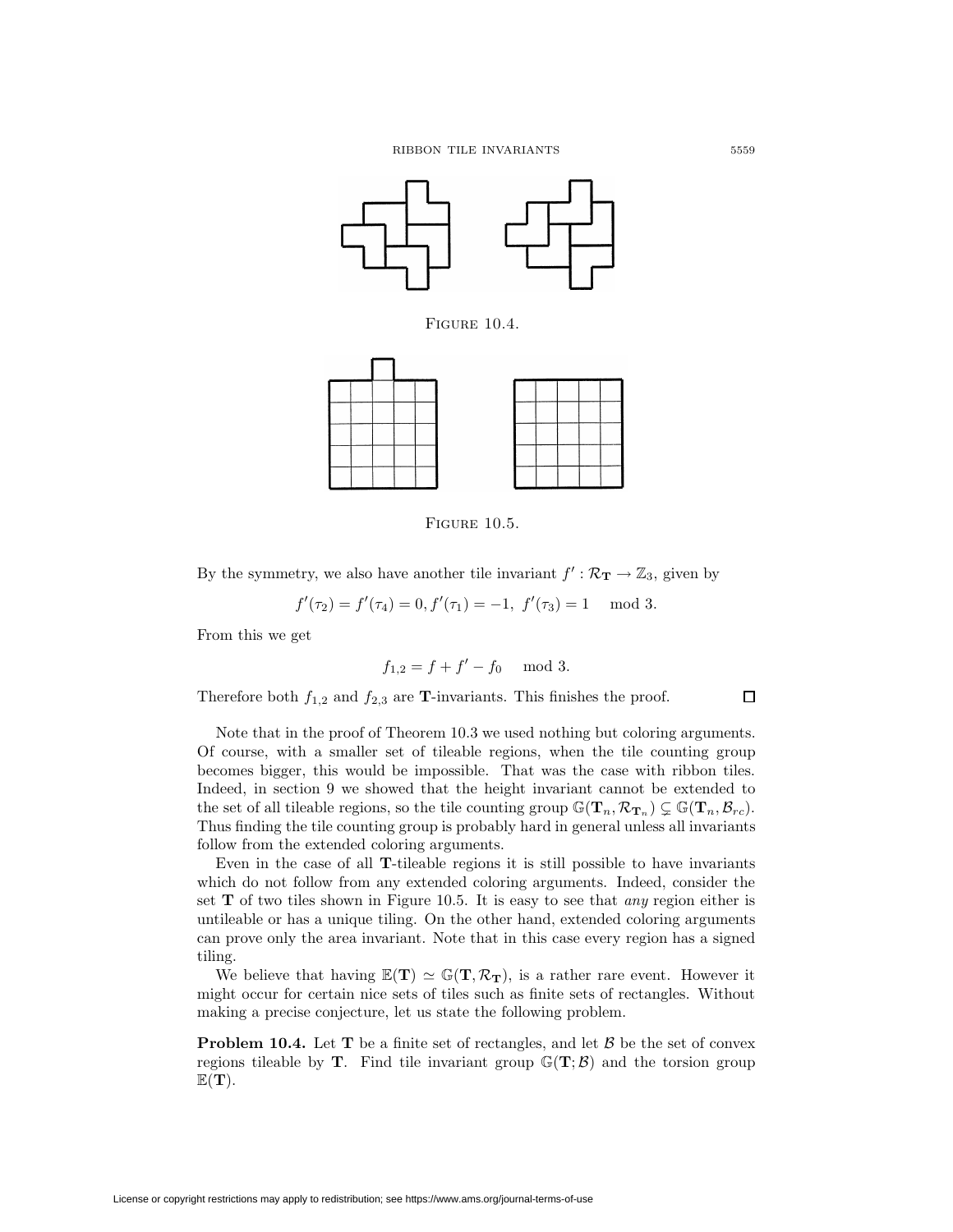FIGURE 10.4.

FIGURE 10.5.

By the symmetry, we also have another tile invariant $f' : \mathcal{R}_{\mathbf{T}} \to \mathbb{Z}_3$, given by

$$f'(\tau_2) = f'(\tau_4) = 0, f'(\tau_1) = -1, \; f'(\tau_3) = 1 \mod 3.$$

From this we get

$$f_{1,2} = f + f' - f_0 \mod 3.$$

Therefore both $f_{1,2}$ and $f_{2,3}$ are **T**-invariants. This finishes the proof. $\square$

Note that in the proof of Theorem 10.3 we used nothing but coloring arguments. Of course, with a smaller set of tileable regions, when the tile counting group becomes bigger, this would be impossible. That was the case with ribbon tiles. Indeed, in section 9 we showed that the height invariant cannot be extended to the set of all tileable regions, so the tile counting group $\mathbb{G}(\mathbf{T}_n, \mathcal{R}_{\mathbf{T}_n}) \subsetneq \mathbb{G}(\mathbf{T}_n, \mathcal{B}_{rc})$. Thus finding the tile counting group is probably hard in general unless all invariants follow from the extended coloring arguments.

Even in the case of all **T**-tileable regions it is still possible to have invariants which do not follow from any extended coloring arguments. Indeed, consider the set **T** of two tiles shown in Figure 10.5. It is easy to see that *any* region either is untileable or has a unique tiling. On the other hand, extended coloring arguments can prove only the area invariant. Note that in this case every region has a signed tiling.

We believe that having $\mathbb{E}(\mathbf{T}) \simeq \mathbb{G}(\mathbf{T}, \mathcal{R}_{\mathbf{T}})$, is a rather rare event. However it might occur for certain nice sets of tiles such as finite sets of rectangles. Without making a precise conjecture, let us state the following problem.

**Problem 10.4.** Let **T** be a finite set of rectangles, and let $\mathcal{B}$ be the set of convex regions tileable by **T**. Find tile invariant group $\mathbb{G}(\mathbf{T}; \mathcal{B})$ and the torsion group $\mathbb{E}(\mathbf{T})$.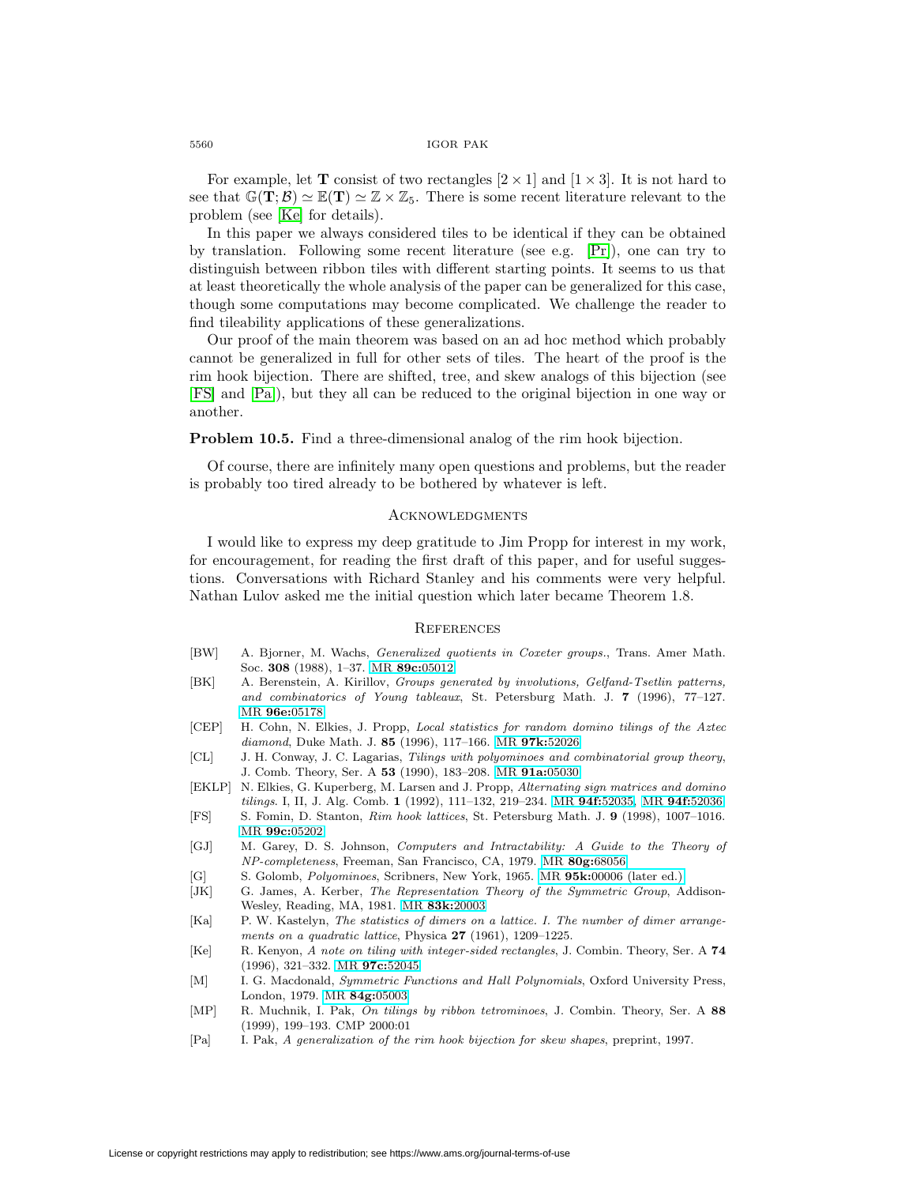For example, let $\mathbf{T}$ consist of two rectangles $[2 \times 1]$ and $[1 \times 3]$. It is not hard to see that $\mathbb{G}(\mathbf{T}; \mathcal{B}) \simeq \mathbb{E}(\mathbf{T}) \simeq \mathbb{Z} \times \mathbb{Z}_5$. There is some recent literature relevant to the problem (see [Ke] for details).

In this paper we always considered tiles to be identical if they can be obtained by translation. Following some recent literature (see e.g. [Pr]), one can try to distinguish between ribbon tiles with different starting points. It seems to us that at least theoretically the whole analysis of the paper can be generalized for this case, though some computations may become complicated. We challenge the reader to find tileability applications of these generalizations.

Our proof of the main theorem was based on an ad hoc method which probably cannot be generalized in full for other sets of tiles. The heart of the proof is the rim hook bijection. There are shifted, tree, and skew analogs of this bijection (see [FS] and [Pa]), but they all can be reduced to the original bijection in one way or another.

**Problem 10.5.** Find a three-dimensional analog of the rim hook bijection.

Of course, there are infinitely many open questions and problems, but the reader is probably too tired already to be bothered by whatever is left.

## Acknowledgments

I would like to express my deep gratitude to Jim Propp for interest in my work, for encouragement, for reading the first draft of this paper, and for useful suggestions. Conversations with Richard Stanley and his comments were very helpful. Nathan Lulov asked me the initial question which later became Theorem 1.8.

## References

- [BW] A. Bjorner, M. Wachs, *Generalized quotients in Coxeter groups.*, Trans. Amer Math. Soc. **308** (1988), 1–37. MR **89c:**05012
- [BK] A. Berenstein, A. Kirillov, *Groups generated by involutions, Gelfand-Tsetlin patterns, and combinatorics of Young tableaux*, St. Petersburg Math. J. **7** (1996), 77–127. MR **96e:**05178
- [CEP] H. Cohn, N. Elkies, J. Propp, *Local statistics for random domino tilings of the Aztec diamond*, Duke Math. J. **85** (1996), 117–166. MR **97k:**52026
- [CL] J. H. Conway, J. C. Lagarias, *Tilings with polyominoes and combinatorial group theory*, J. Comb. Theory, Ser. A **53** (1990), 183–208. MR **91a:**05030
- [EKLP] N. Elkies, G. Kuperberg, M. Larsen and J. Propp, *Alternating sign matrices and domino tilings*. I, II, J. Alg. Comb. **1** (1992), 111–132, 219–234. MR **94f:**52035, MR **94f:**52036
- [FS] S. Fomin, D. Stanton, *Rim hook lattices*, St. Petersburg Math. J. **9** (1998), 1007–1016. MR **99c:**05202
- [GJ] M. Garey, D. S. Johnson, *Computers and Intractability: A Guide to the Theory of NP-completeness*, Freeman, San Francisco, CA, 1979. MR **80g:**68056
- [G] S. Golomb, *Polyominoes*, Scribners, New York, 1965. MR **95k:**00006 (later ed.)
- [JK] G. James, A. Kerber, *The Representation Theory of the Symmetric Group*, Addison-Wesley, Reading, MA, 1981. MR **83k:**20003
- [Ka] P. W. Kastelyn, *The statistics of dimers on a lattice. I. The number of dimer arrangements on a quadratic lattice*, Physica **27** (1961), 1209–1225.
- [Ke] R. Kenyon, *A note on tiling with integer-sided rectangles*, J. Combin. Theory, Ser. A **74** (1996), 321–332. MR **97c:**52045
- [M] I. G. Macdonald, *Symmetric Functions and Hall Polynomials*, Oxford University Press, London, 1979. MR **84g:**05003
- [MP] R. Muchnik, I. Pak, *On tilings by ribbon tetrominoes*, J. Combin. Theory, Ser. A **88** (1999), 199–193. CMP 2000:01
- [Pa] I. Pak, *A generalization of the rim hook bijection for skew shapes*, preprint, 1997.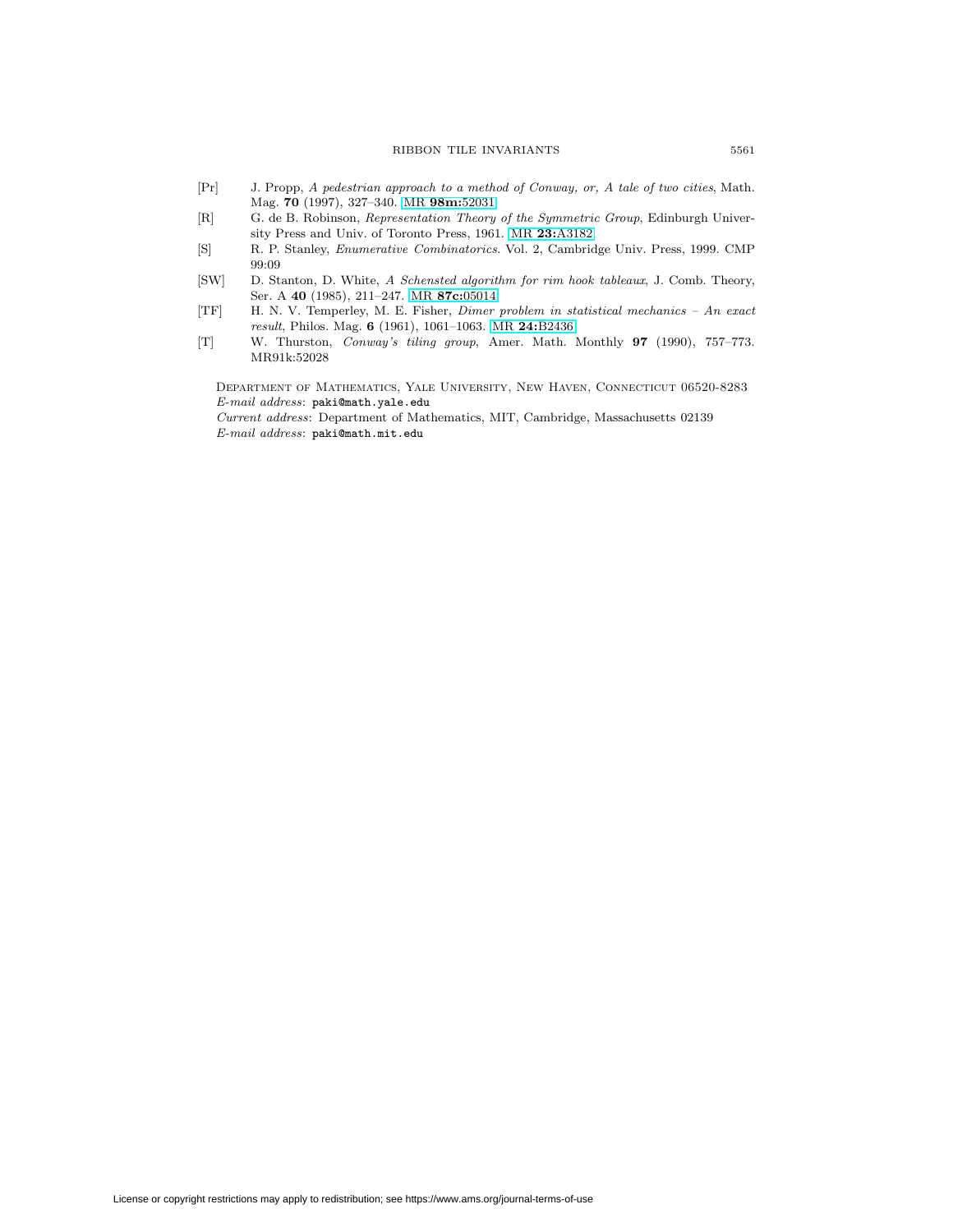[Pr] J. Propp, *A pedestrian approach to a method of Conway, or, A tale of two cities*, Math. Mag. **70** (1997), 327–340. MR **98m:**52031

[R] G. de B. Robinson, *Representation Theory of the Symmetric Group*, Edinburgh University Press and Univ. of Toronto Press, 1961. MR **23:**A3182

[S] R. P. Stanley, *Enumerative Combinatorics*. Vol. 2, Cambridge Univ. Press, 1999. CMP 99:09

[SW] D. Stanton, D. White, *A Schensted algorithm for rim hook tableaux*, J. Comb. Theory, Ser. A **40** (1985), 211–247. MR **87c:**05014

[TF] H. N. V. Temperley, M. E. Fisher, *Dimer problem in statistical mechanics – An exact result*, Philos. Mag. **6** (1961), 1061–1063. MR **24:**B2436

[T] W. Thurston, *Conway's tiling group*, Amer. Math. Monthly **97** (1990), 757–773. MR91k:52028

Department of Mathematics, Yale University, New Haven, Connecticut 06520-8283
*E-mail address*: paki@math.yale.edu

*Current address*: Department of Mathematics, MIT, Cambridge, Massachusetts 02139
*E-mail address*: paki@math.mit.edu

License or copyright restrictions may apply to redistribution; see https://www.ams.org/journal-terms-of-use